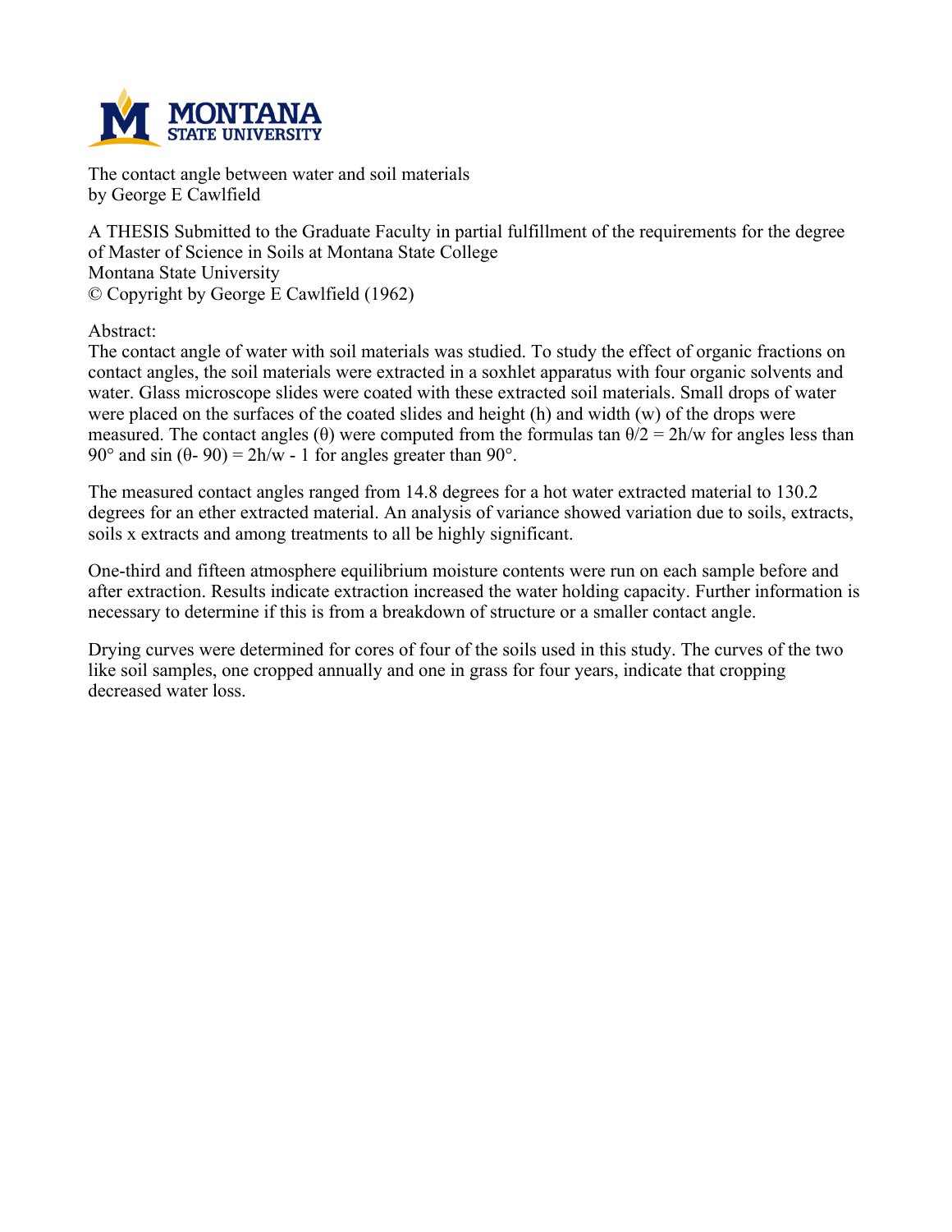The contact angle between water and soil materials
by George E Cawlfield

A THESIS Submitted to the Graduate Faculty in partial fulfillment of the requirements for the degree of Master of Science in Soils at Montana State College
Montana State University
© Copyright by George E Cawlfield (1962)

Abstract:
The contact angle of water with soil materials was studied. To study the effect of organic fractions on contact angles, the soil materials were extracted in a soxhlet apparatus with four organic solvents and water. Glass microscope slides were coated with these extracted soil materials. Small drops of water were placed on the surfaces of the coated slides and height (h) and width (w) of the drops were measured. The contact angles ($\theta$) were computed from the formulas $\tan \theta/2 = 2h/w$ for angles less than 90° and $\sin (\theta - 90) = 2h/w - 1$ for angles greater than 90°.

The measured contact angles ranged from 14.8 degrees for a hot water extracted material to 130.2 degrees for an ether extracted material. An analysis of variance showed variation due to soils, extracts, soils x extracts and among treatments to all be highly significant.

One-third and fifteen atmosphere equilibrium moisture contents were run on each sample before and after extraction. Results indicate extraction increased the water holding capacity. Further information is necessary to determine if this is from a breakdown of structure or a smaller contact angle.

Drying curves were determined for cores of four of the soils used in this study. The curves of the two like soil samples, one cropped annually and one in grass for four years, indicate that cropping decreased water loss.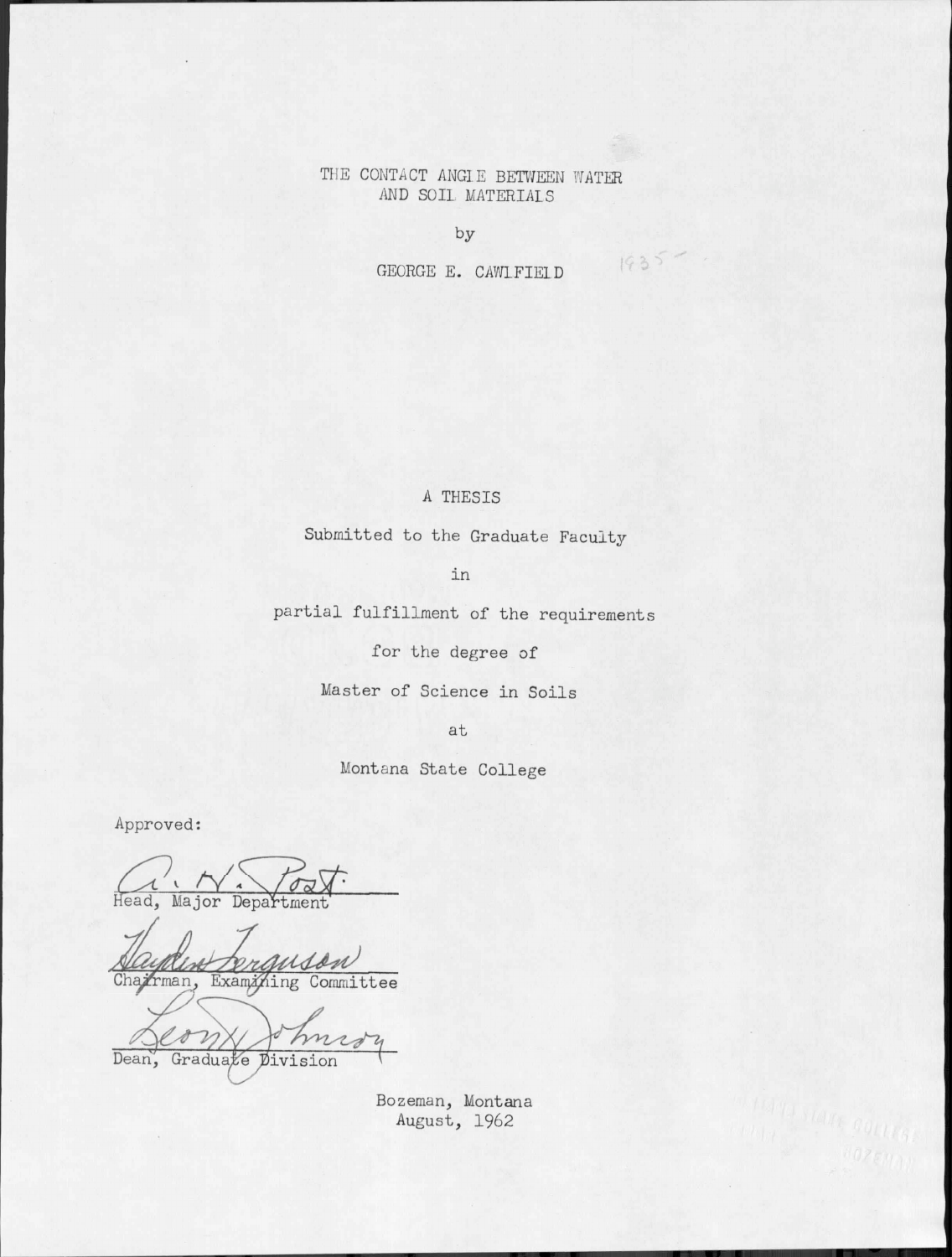# THE CONTACT ANGLE BETWEEN WATER AND SOIL MATERIALS

by

GEORGE E. CAWLFIELD

1935

A THESIS

Submitted to the Graduate Faculty

in

partial fulfillment of the requirements

for the degree of

Master of Science in Soils

at

Montana State College

Approved:

A. H. Post
Head, Major Department

Hayden Ferguson
Chairman, Examining Committee

Leon H. Johnson
Dean, Graduate Division

Bozeman, Montana
August, 1962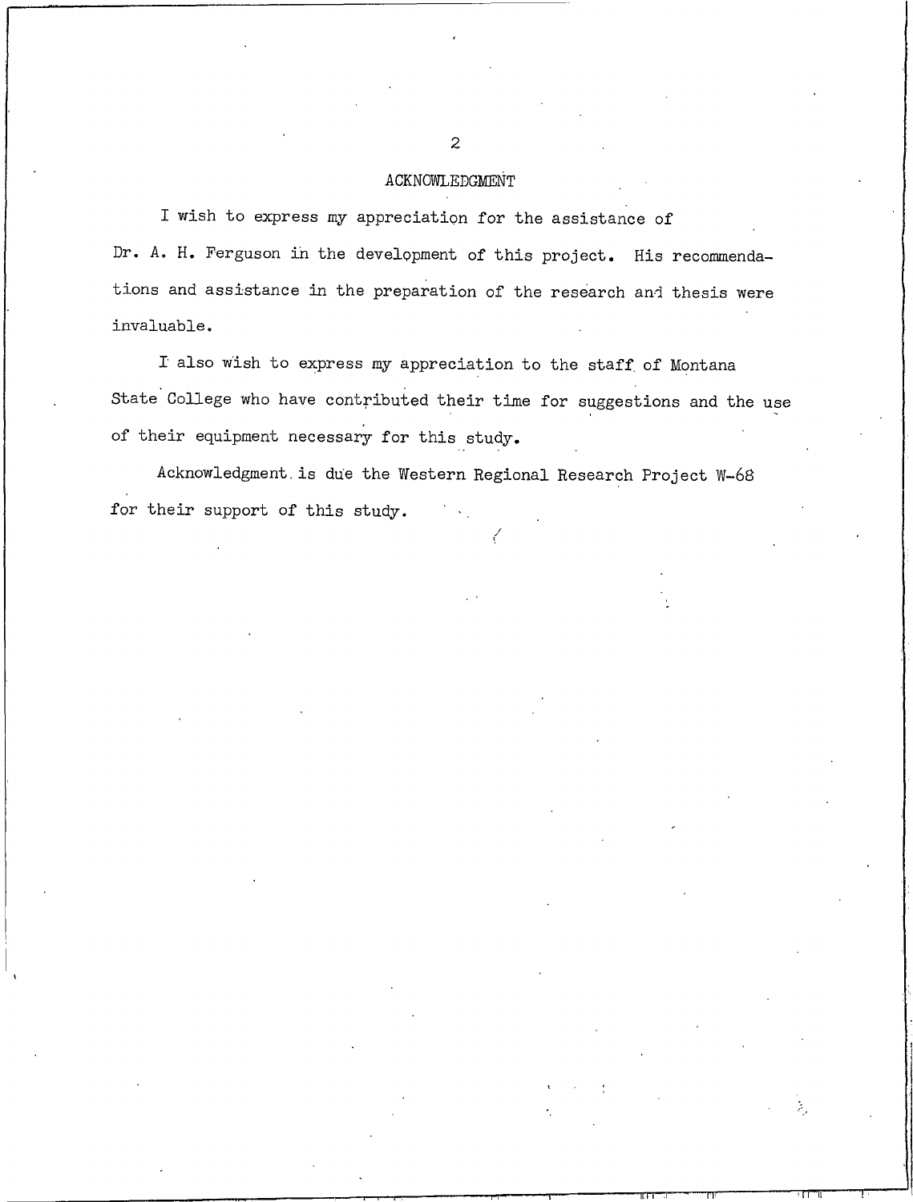## ACKNOWLEDGMENT

I wish to express my appreciation for the assistance of Dr. A. H. Ferguson in the development of this project. His recommendations and assistance in the preparation of the research and thesis were invaluable.

I also wish to express my appreciation to the staff of Montana State College who have contributed their time for suggestions and the use of their equipment necessary for this study.

Acknowledgment is due the Western Regional Research Project W-68 for their support of this study.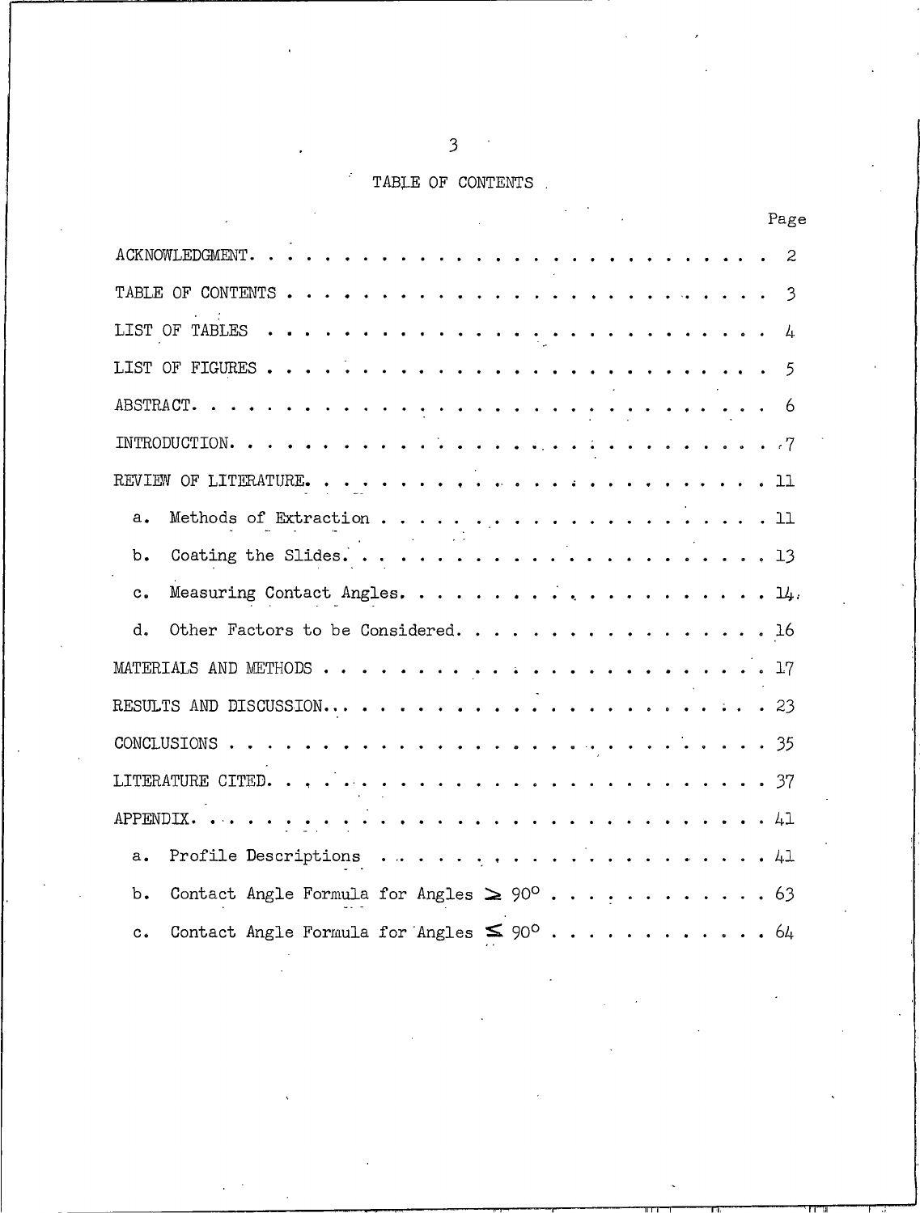# TABLE OF CONTENTS

| | Page |
|---|---|
| ACKNOWLEDGMENT | 2 |
| TABLE OF CONTENTS | 3 |
| LIST OF TABLES | 4 |
| LIST OF FIGURES | 5 |
| ABSTRACT | 6 |
| INTRODUCTION | 7 |
| REVIEW OF LITERATURE | 11 |
| a. Methods of Extraction | 11 |
| b. Coating the Slides | 13 |
| c. Measuring Contact Angles | 14 |
| d. Other Factors to be Considered | 16 |
| MATERIALS AND METHODS | 17 |
| RESULTS AND DISCUSSION | 23 |
| CONCLUSIONS | 35 |
| LITERATURE CITED | 37 |
| APPENDIX | 41 |
| a. Profile Descriptions | 41 |
| b. Contact Angle Formula for Angles $\geq 90^\circ$ | 63 |
| c. Contact Angle Formula for Angles $\leq 90^\circ$ | 64 |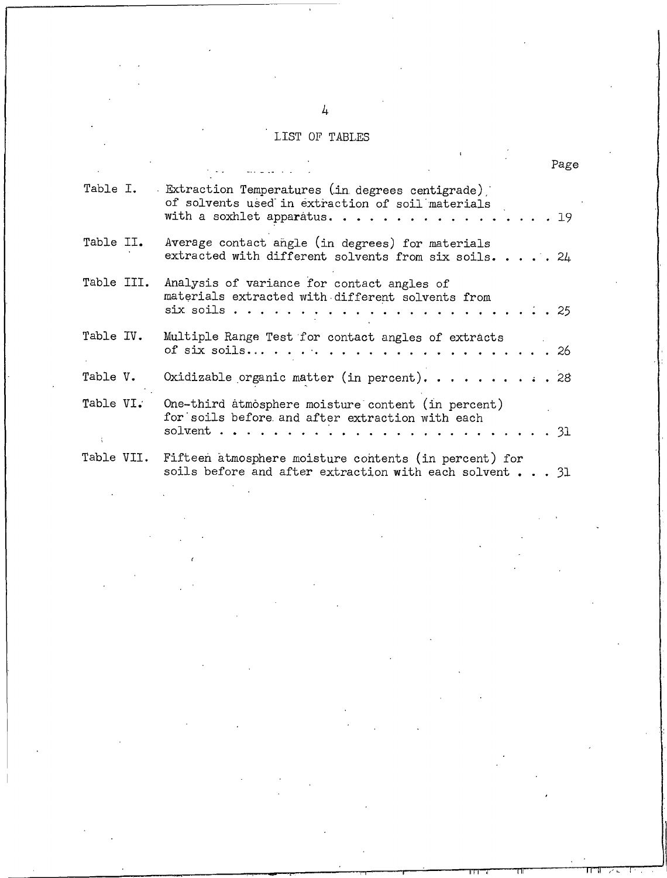# LIST OF TABLES

| | | Page |
|---|---|---|
| Table I. | Extraction Temperatures (in degrees centigrade) of solvents used in extraction of soil materials with a soxhlet apparatus | 19 |
| Table II. | Average contact angle (in degrees) for materials extracted with different solvents from six soils | 24 |
| Table III. | Analysis of variance for contact angles of materials extracted with different solvents from six soils | 25 |
| Table IV. | Multiple Range Test for contact angles of extracts of six soils | 26 |
| Table V. | Oxidizable organic matter (in percent) | 28 |
| Table VI. | One-third atmosphere moisture content (in percent) for soils before and after extraction with each solvent | 31 |
| Table VII. | Fifteen atmosphere moisture contents (in percent) for soils before and after extraction with each solvent | 31 |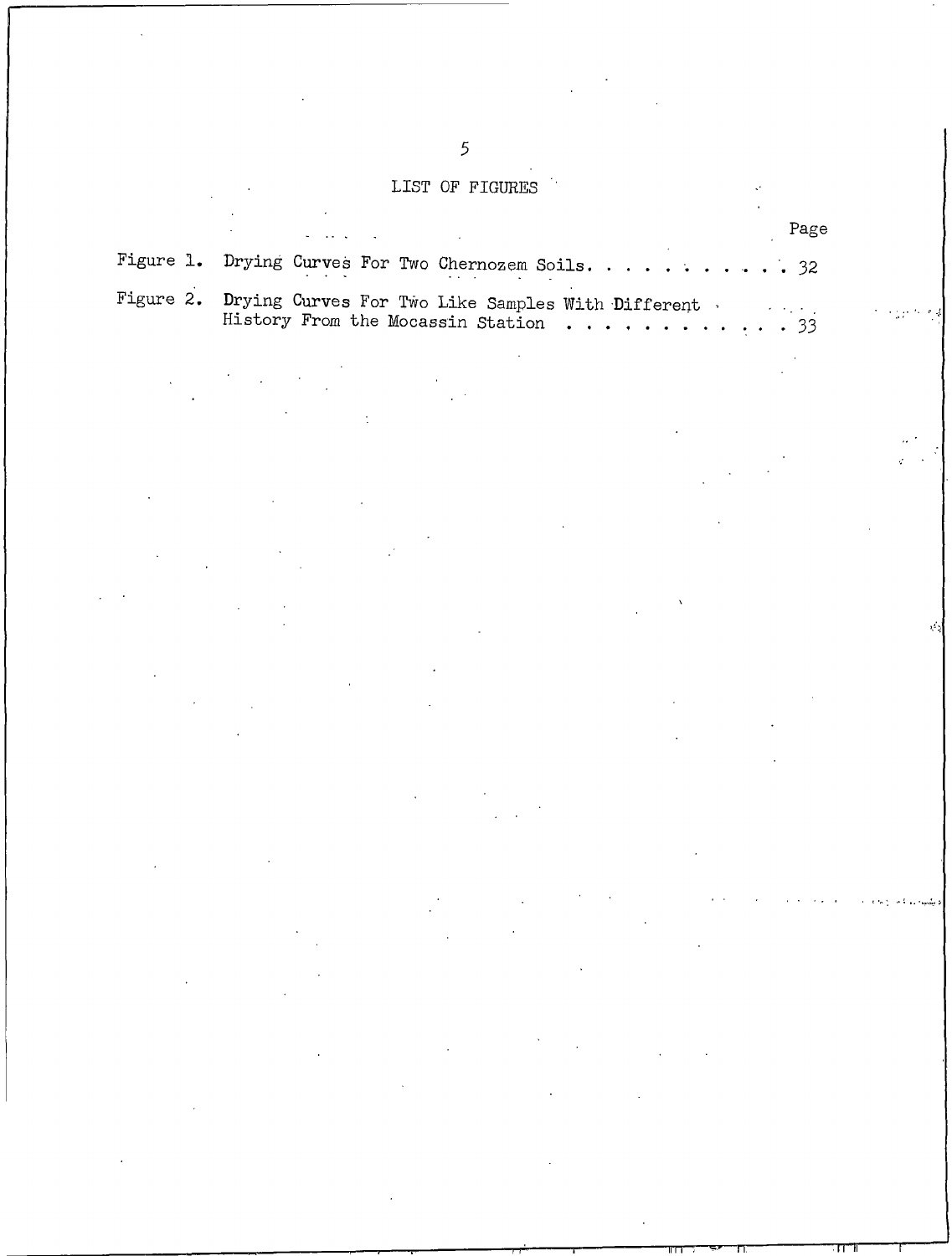# LIST OF FIGURES

| | | Page |
|---|---|---|
| Figure 1. | Drying Curves For Two Chernozem Soils | 32 |
| Figure 2. | Drying Curves For Two Like Samples With Different History From the Mocassin Station | 33 |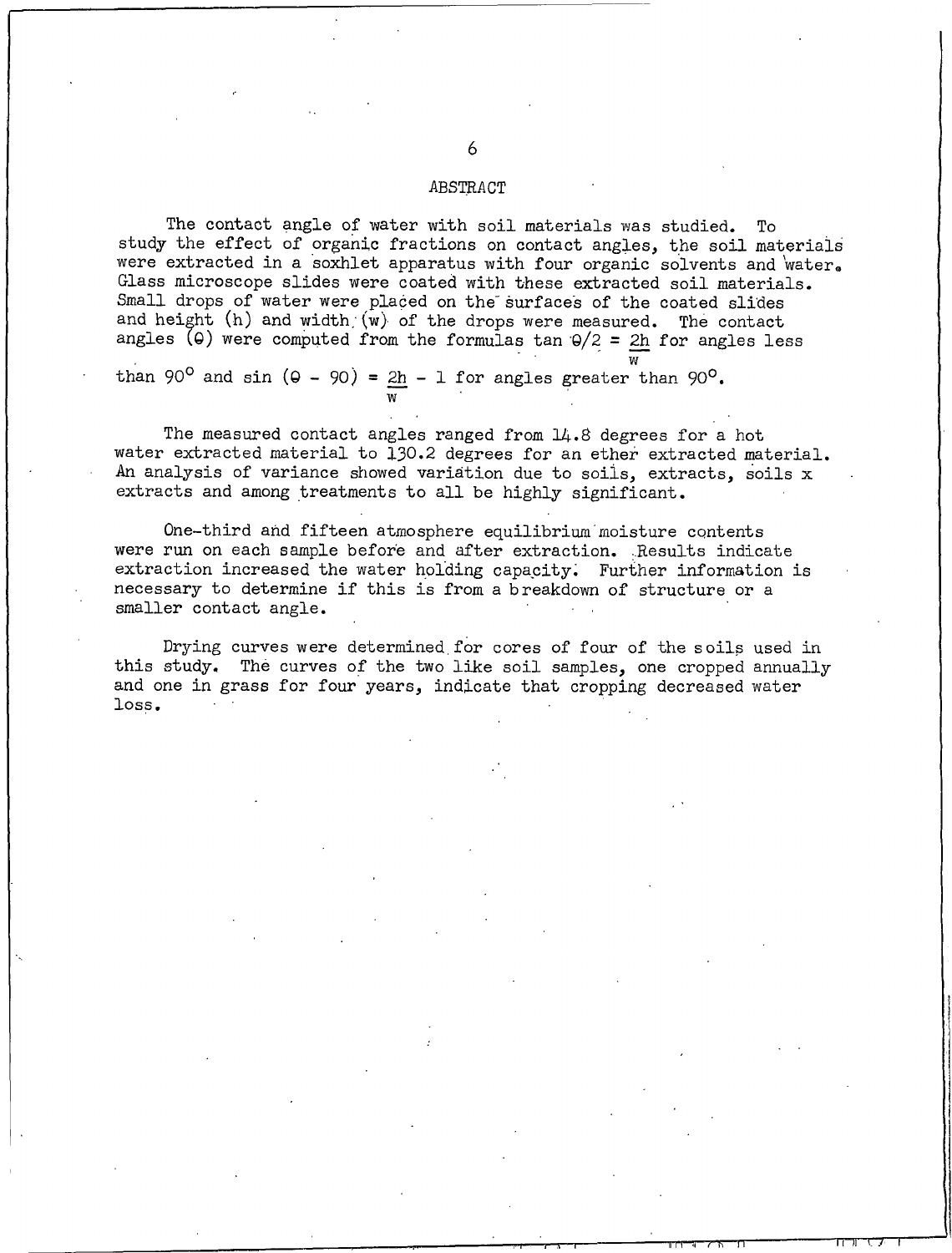# ABSTRACT

The contact angle of water with soil materials was studied. To study the effect of organic fractions on contact angles, the soil materials were extracted in a soxhlet apparatus with four organic solvents and water. Glass microscope slides were coated with these extracted soil materials. Small drops of water were placed on the surfaces of the coated slides and height (h) and width (w) of the drops were measured. The contact angles ($\Theta$) were computed from the formulas $\tan \Theta/2 = \frac{2h}{w}$ for angles less than $90^\circ$ and $\sin (\Theta - 90) = \frac{2h}{w} - 1$ for angles greater than $90^\circ$.

The measured contact angles ranged from 14.8 degrees for a hot water extracted material to 130.2 degrees for an ether extracted material. An analysis of variance showed variation due to soils, extracts, soils x extracts and among treatments to all be highly significant.

One-third and fifteen atmosphere equilibrium moisture contents were run on each sample before and after extraction. Results indicate extraction increased the water holding capacity. Further information is necessary to determine if this is from a breakdown of structure or a smaller contact angle.

Drying curves were determined for cores of four of the soils used in this study. The curves of the two like soil samples, one cropped annually and one in grass for four years, indicate that cropping decreased water loss.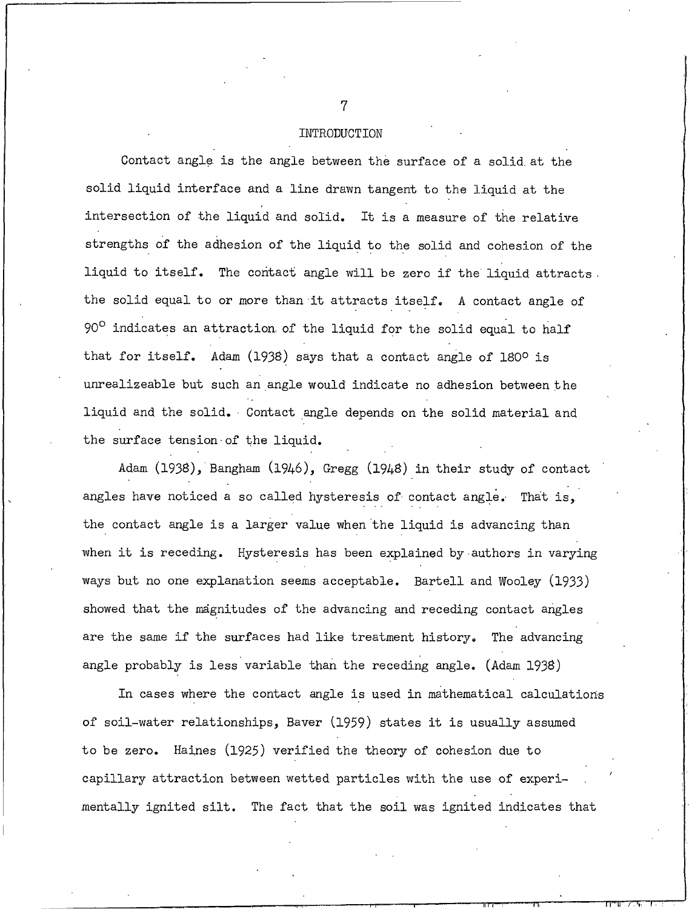# INTRODUCTION

Contact angle is the angle between the surface of a solid at the solid liquid interface and a line drawn tangent to the liquid at the intersection of the liquid and solid. It is a measure of the relative strengths of the adhesion of the liquid to the solid and cohesion of the liquid to itself. The contact angle will be zero if the liquid attracts the solid equal to or more than it attracts itself. A contact angle of $90^{\circ}$ indicates an attraction of the liquid for the solid equal to half that for itself. Adam (1938) says that a contact angle of $180^{\circ}$ is unrealizeable but such an angle would indicate no adhesion between the liquid and the solid. Contact angle depends on the solid material and the surface tension of the liquid.

Adam (1938), Bangham (1946), Gregg (1948) in their study of contact angles have noticed a so called hysteresis of contact angle. That is, the contact angle is a larger value when the liquid is advancing than when it is receding. Hysteresis has been explained by authors in varying ways but no one explanation seems acceptable. Bartell and Wooley (1933) showed that the magnitudes of the advancing and receding contact angles are the same if the surfaces had like treatment history. The advancing angle probably is less variable than the receding angle. (Adam 1938)

In cases where the contact angle is used in mathematical calculations of soil-water relationships, Baver (1959) states it is usually assumed to be zero. Haines (1925) verified the theory of cohesion due to capillary attraction between wetted particles with the use of experimentally ignited silt. The fact that the soil was ignited indicates that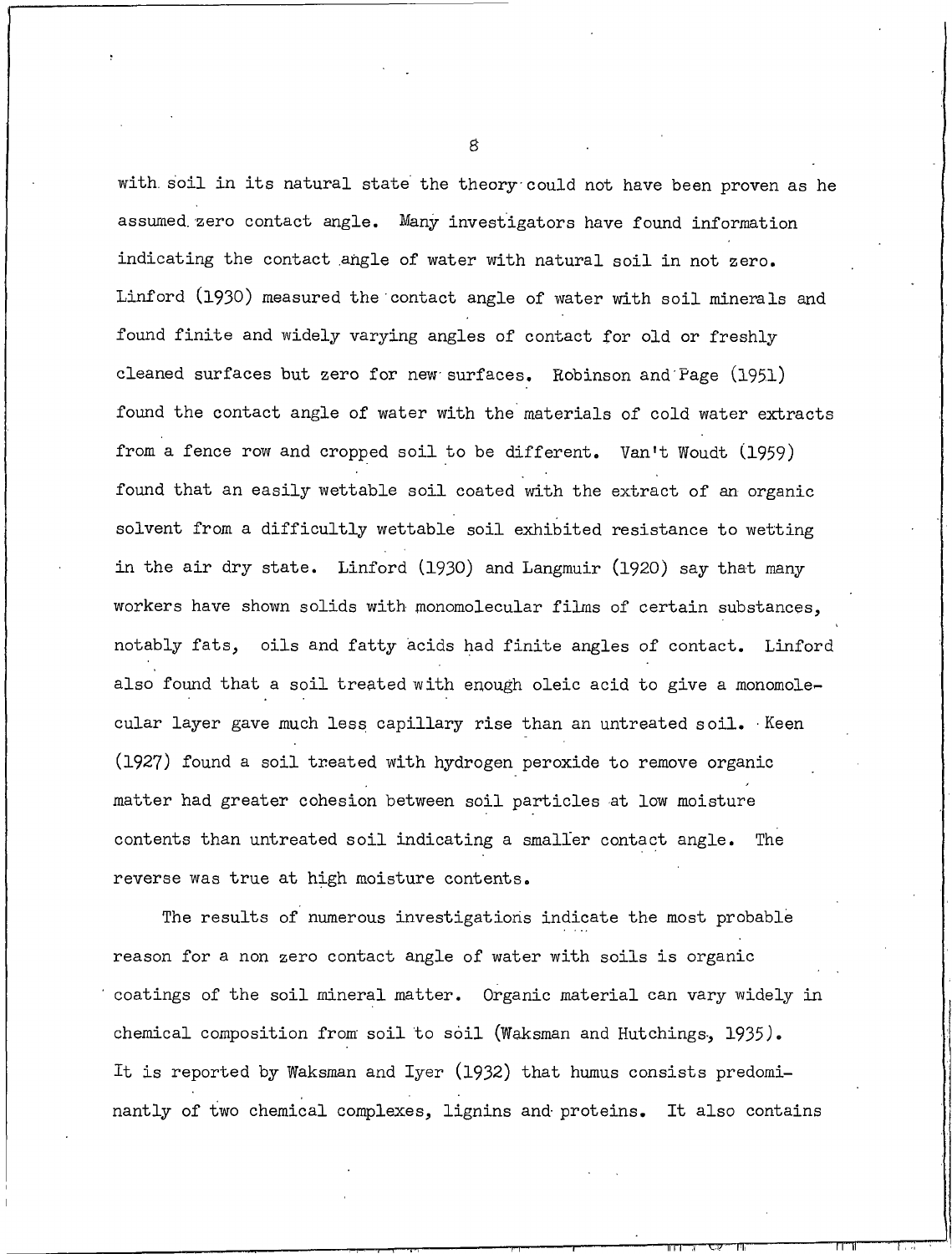with soil in its natural state the theory could not have been proven as he assumed zero contact angle. Many investigators have found information indicating the contact angle of water with natural soil in not zero. Linford (1930) measured the contact angle of water with soil minerals and found finite and widely varying angles of contact for old or freshly cleaned surfaces but zero for new surfaces. Robinson and Page (1951) found the contact angle of water with the materials of cold water extracts from a fence row and cropped soil to be different. Van't Woudt (1959) found that an easily wettable soil coated with the extract of an organic solvent from a difficultly wettable soil exhibited resistance to wetting in the air dry state. Linford (1930) and Langmuir (1920) say that many workers have shown solids with monomolecular films of certain substances, notably fats, oils and fatty acids had finite angles of contact. Linford also found that a soil treated with enough oleic acid to give a monomolecular layer gave much less capillary rise than an untreated soil. Keen (1927) found a soil treated with hydrogen peroxide to remove organic matter had greater cohesion between soil particles at low moisture contents than untreated soil indicating a smaller contact angle. The reverse was true at high moisture contents.

The results of numerous investigations indicate the most probable reason for a non zero contact angle of water with soils is organic coatings of the soil mineral matter. Organic material can vary widely in chemical composition from soil to soil (Waksman and Hutchings, 1935). It is reported by Waksman and Iyer (1932) that humus consists predominantly of two chemical complexes, lignins and proteins. It also contains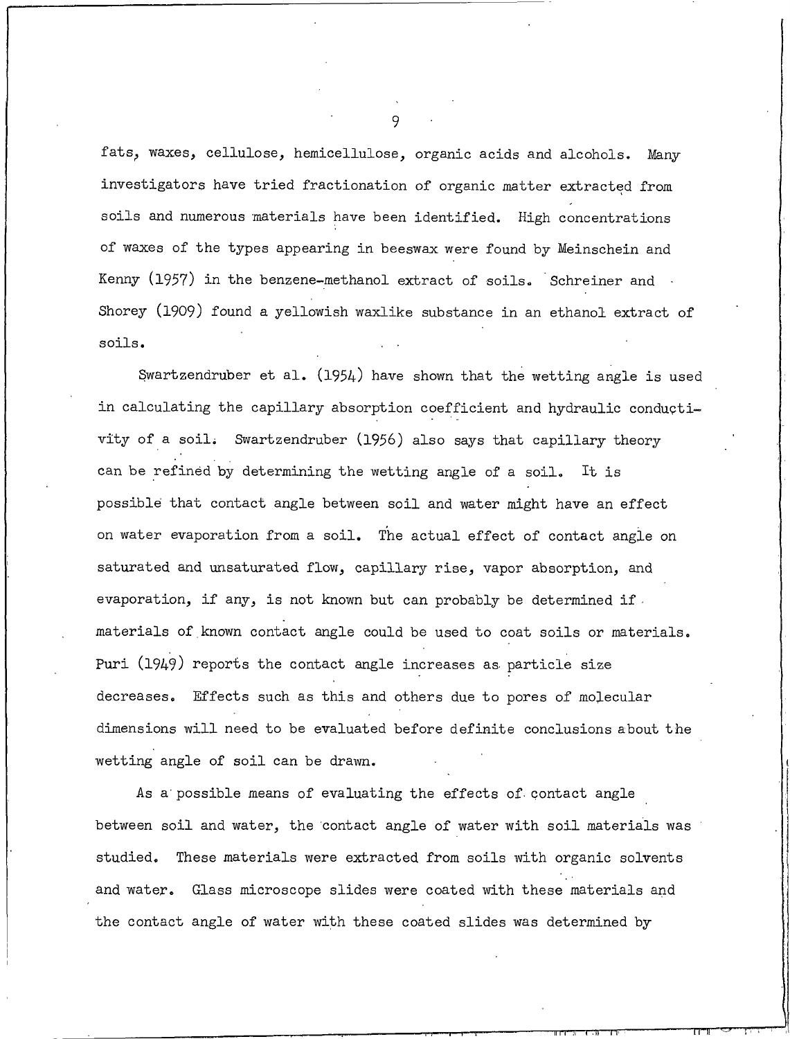fats, waxes, cellulose, hemicellulose, organic acids and alcohols. Many investigators have tried fractionation of organic matter extracted from soils and numerous materials have been identified. High concentrations of waxes of the types appearing in beeswax were found by Meinschein and Kenny (1957) in the benzene-methanol extract of soils. Schreiner and Shorey (1909) found a yellowish waxlike substance in an ethanol extract of soils.

Swartzendruber et al. (1954) have shown that the wetting angle is used in calculating the capillary absorption coefficient and hydraulic conductivity of a soil. Swartzendruber (1956) also says that capillary theory can be refined by determining the wetting angle of a soil. It is possible that contact angle between soil and water might have an effect on water evaporation from a soil. The actual effect of contact angle on saturated and unsaturated flow, capillary rise, vapor absorption, and evaporation, if any, is not known but can probably be determined if materials of known contact angle could be used to coat soils or materials. Puri (1949) reports the contact angle increases as particle size decreases. Effects such as this and others due to pores of molecular dimensions will need to be evaluated before definite conclusions about the wetting angle of soil can be drawn.

As a possible means of evaluating the effects of contact angle between soil and water, the contact angle of water with soil materials was studied. These materials were extracted from soils with organic solvents and water. Glass microscope slides were coated with these materials and the contact angle of water with these coated slides was determined by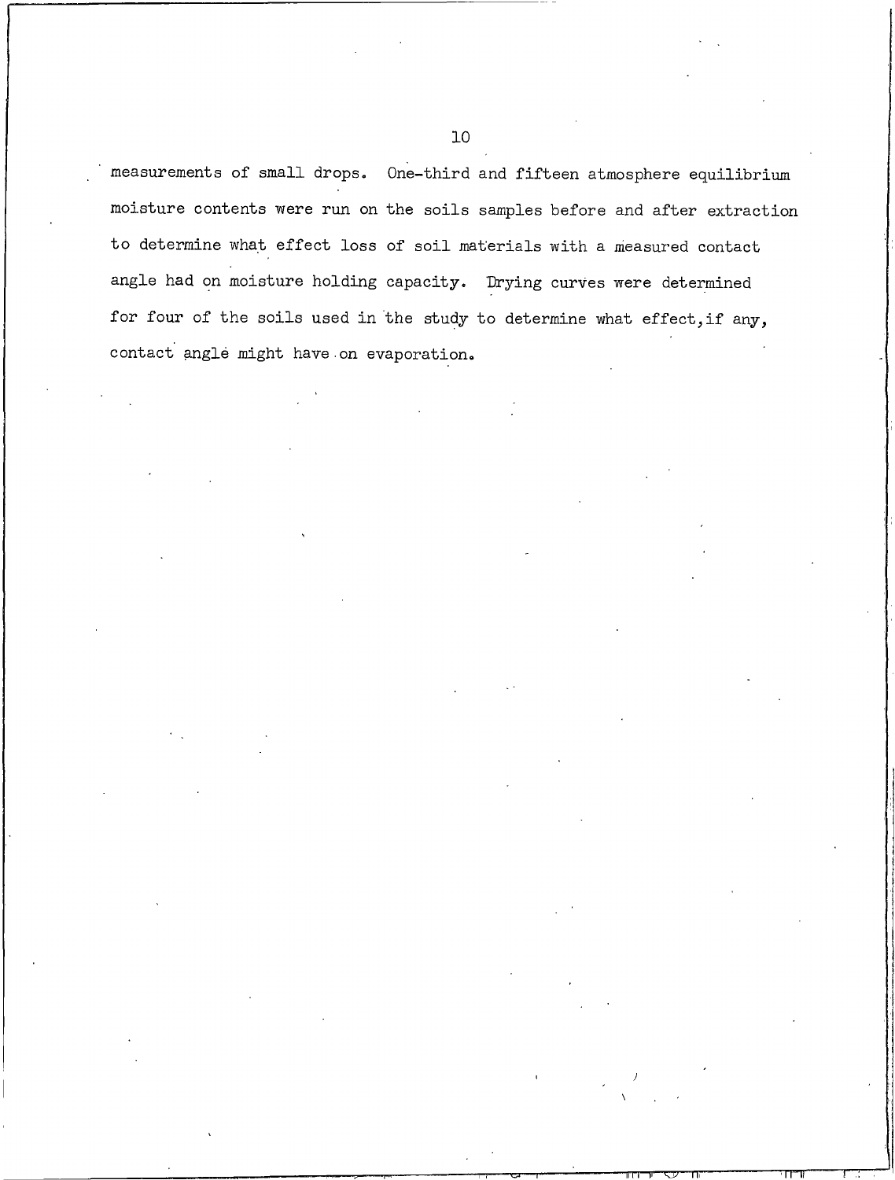measurements of small drops. One-third and fifteen atmosphere equilibrium moisture contents were run on the soils samples before and after extraction to determine what effect loss of soil materials with a measured contact angle had on moisture holding capacity. Drying curves were determined for four of the soils used in the study to determine what effect,if any, contact angle might have on evaporation.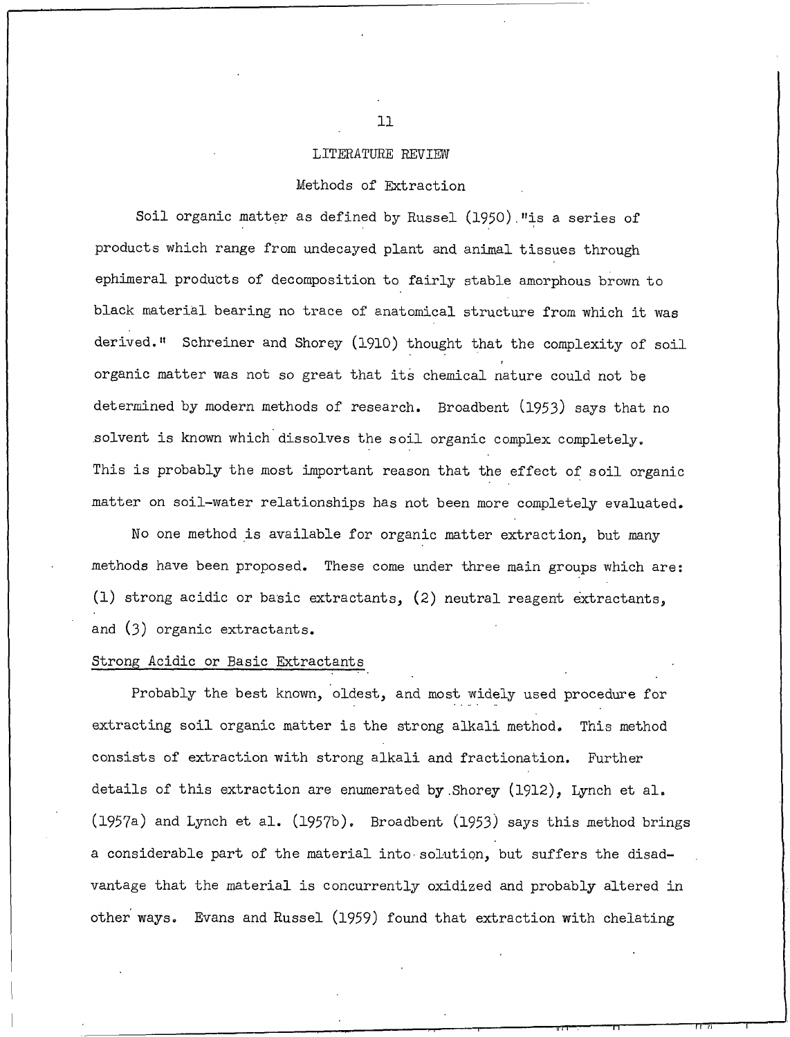# LITERATURE REVIEW

## Methods of Extraction

Soil organic matter as defined by Russel (1950) "is a series of products which range from undecayed plant and animal tissues through ephimeral products of decomposition to fairly stable amorphous brown to black material bearing no trace of anatomical structure from which it was derived." Schreiner and Shorey (1910) thought that the complexity of soil organic matter was not so great that its chemical nature could not be determined by modern methods of research. Broadbent (1953) says that no solvent is known which dissolves the soil organic complex completely. This is probably the most important reason that the effect of soil organic matter on soil-water relationships has not been more completely evaluated.

No one method is available for organic matter extraction, but many methods have been proposed. These come under three main groups which are: (1) strong acidic or basic extractants, (2) neutral reagent extractants, and (3) organic extractants.

### Strong Acidic or Basic Extractants

Probably the best known, oldest, and most widely used procedure for extracting soil organic matter is the strong alkali method. This method consists of extraction with strong alkali and fractionation. Further details of this extraction are enumerated by Shorey (1912), Lynch et al. (1957a) and Lynch et al. (1957b). Broadbent (1953) says this method brings a considerable part of the material into solution, but suffers the disadvantage that the material is concurrently oxidized and probably altered in other ways. Evans and Russel (1959) found that extraction with chelating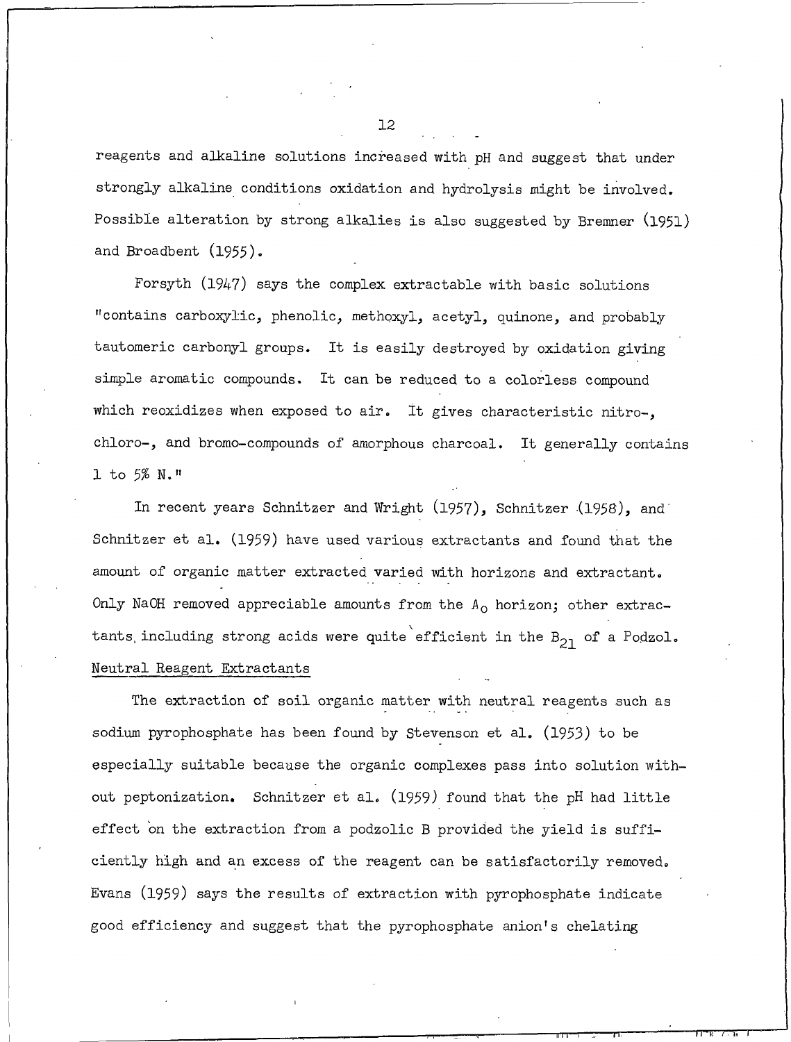reagents and alkaline solutions increased with pH and suggest that under strongly alkaline conditions oxidation and hydrolysis might be involved. Possible alteration by strong alkalies is also suggested by Bremner (1951) and Broadbent (1955).

Forsyth (1947) says the complex extractable with basic solutions "contains carboxylic, phenolic, methoxyl, acetyl, quinone, and probably tautomeric carbonyl groups. It is easily destroyed by oxidation giving simple aromatic compounds. It can be reduced to a colorless compound which reoxidizes when exposed to air. It gives characteristic nitro-, chloro-, and bromo-compounds of amorphous charcoal. It generally contains 1 to 5% N."

In recent years Schnitzer and Wright (1957), Schnitzer (1958), and Schnitzer et al. (1959) have used various extractants and found that the amount of organic matter extracted varied with horizons and extractant. Only NaOH removed appreciable amounts from the $A_0$ horizon; other extractants including strong acids were quite efficient in the $B_{21}$ of a Podzol.

<u>Neutral Reagent Extractants</u>

The extraction of soil organic matter with neutral reagents such as sodium pyrophosphate has been found by Stevenson et al. (1953) to be especially suitable because the organic complexes pass into solution without peptonization. Schnitzer et al. (1959) found that the pH had little effect on the extraction from a podzolic B provided the yield is sufficiently high and an excess of the reagent can be satisfactorily removed. Evans (1959) says the results of extraction with pyrophosphate indicate good efficiency and suggest that the pyrophosphate anion's chelating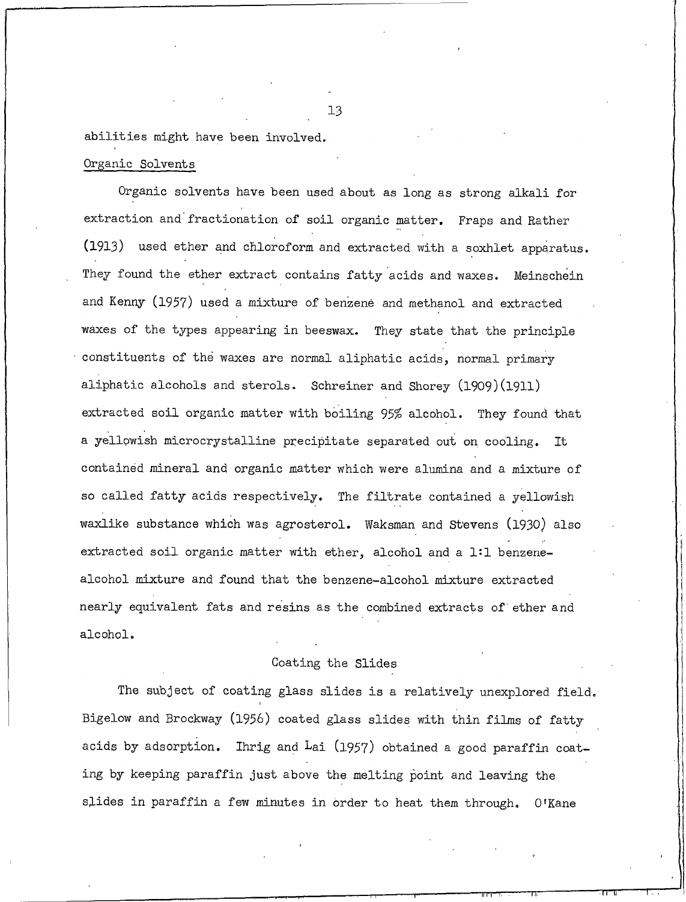abilities might have been involved.

Organic Solvents

Organic solvents have been used about as long as strong alkali for extraction and fractionation of soil organic matter. Fraps and Rather (1913) used ether and chloroform and extracted with a soxhlet apparatus. They found the ether extract contains fatty acids and waxes. Meinschein and Kenny (1957) used a mixture of benzene and methanol and extracted waxes of the types appearing in beeswax. They state that the principle constituents of the waxes are normal aliphatic acids, normal primary aliphatic alcohols and sterols. Schreiner and Shorey (1909)(1911) extracted soil organic matter with boiling 95% alcohol. They found that a yellowish microcrystalline precipitate separated out on cooling. It contained mineral and organic matter which were alumina and a mixture of so called fatty acids respectively. The filtrate contained a yellowish waxlike substance which was agrosterol. Waksman and Stevens (1930) also extracted soil organic matter with ether, alcohol and a 1:1 benzene-alcohol mixture and found that the benzene-alcohol mixture extracted nearly equivalent fats and resins as the combined extracts of ether and alcohol.

## Coating the Slides

The subject of coating glass slides is a relatively unexplored field. Bigelow and Brockway (1956) coated glass slides with thin films of fatty acids by adsorption. Ihrig and Lai (1957) obtained a good paraffin coating by keeping paraffin just above the melting point and leaving the slides in paraffin a few minutes in order to heat them through. O'Kane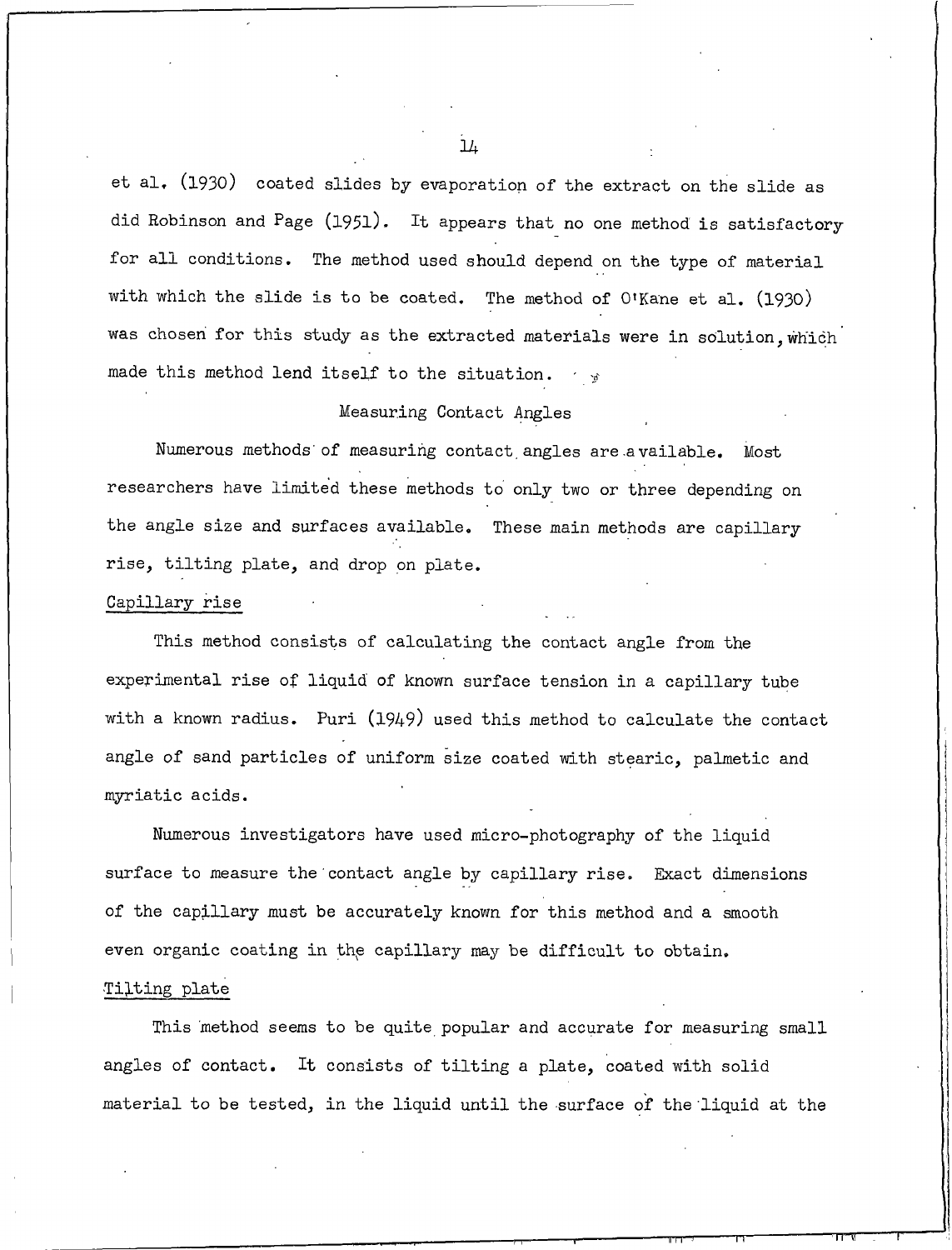et al. (1930) coated slides by evaporation of the extract on the slide as did Robinson and Page (1951). It appears that no one method is satisfactory for all conditions. The method used should depend on the type of material with which the slide is to be coated. The method of O'Kane et al. (1930) was chosen for this study as the extracted materials were in solution, which made this method lend itself to the situation.

## Measuring Contact Angles

Numerous methods of measuring contact angles are available. Most researchers have limited these methods to only two or three depending on the angle size and surfaces available. These main methods are capillary rise, tilting plate, and drop on plate.

### Capillary rise

This method consists of calculating the contact angle from the experimental rise of liquid of known surface tension in a capillary tube with a known radius. Puri (1949) used this method to calculate the contact angle of sand particles of uniform size coated with stearic, palmetic and myriatic acids.

Numerous investigators have used micro-photography of the liquid surface to measure the contact angle by capillary rise. Exact dimensions of the capillary must be accurately known for this method and a smooth even organic coating in the capillary may be difficult to obtain.

### Tilting plate

This method seems to be quite popular and accurate for measuring small angles of contact. It consists of tilting a plate, coated with solid material to be tested, in the liquid until the surface of the liquid at the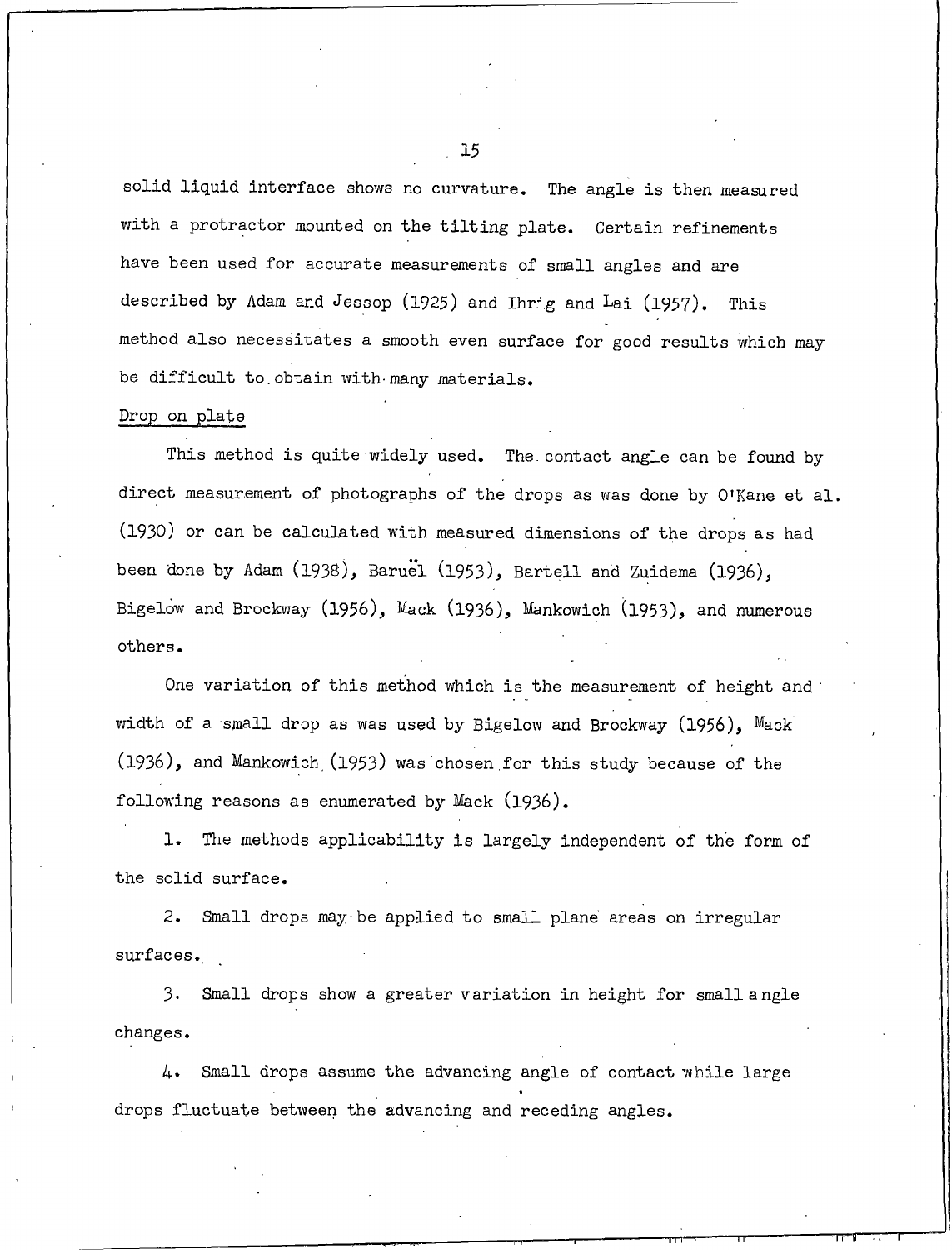solid liquid interface shows no curvature. The angle is then measured with a protractor mounted on the tilting plate. Certain refinements have been used for accurate measurements of small angles and are described by Adam and Jessop (1925) and Ihrig and Lai (1957). This method also necessitates a smooth even surface for good results which may be difficult to obtain with many materials.

### Drop on plate

This method is quite widely used. The contact angle can be found by direct measurement of photographs of the drops as was done by O'Kane et al. (1930) or can be calculated with measured dimensions of the drops as had been done by Adam (1938), Baruël (1953), Bartell and Zuidema (1936), Bigelow and Brockway (1956), Mack (1936), Mankowich (1953), and numerous others.

One variation of this method which is the measurement of height and width of a small drop as was used by Bigelow and Brockway (1956), Mack (1936), and Mankowich (1953) was chosen for this study because of the following reasons as enumerated by Mack (1936).

1. The methods applicability is largely independent of the form of the solid surface.

2. Small drops may be applied to small plane areas on irregular surfaces.

3. Small drops show a greater variation in height for small angle changes.

4. Small drops assume the advancing angle of contact while large drops fluctuate between the advancing and receding angles.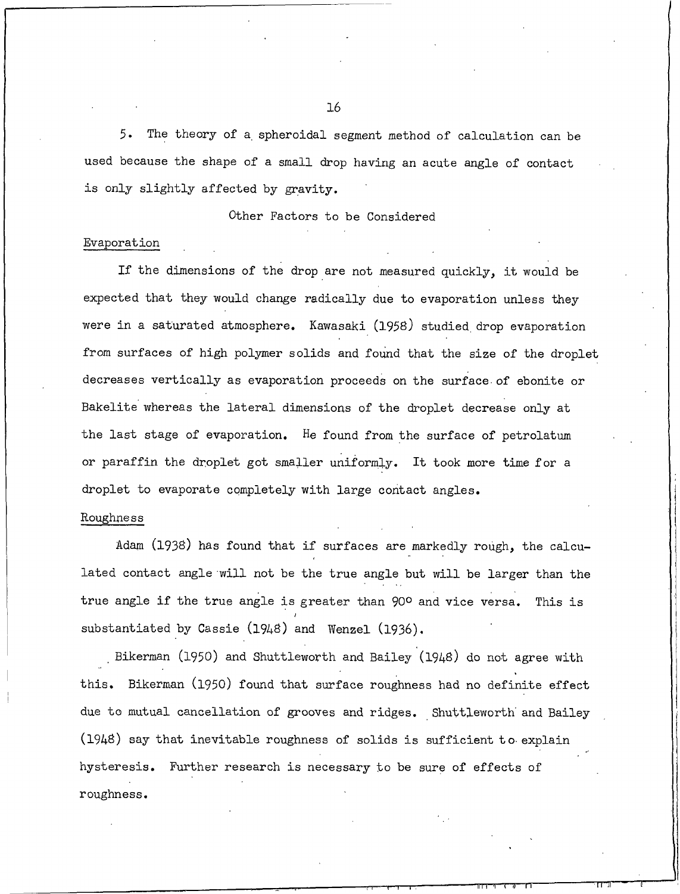5. The theory of a spheroidal segment method of calculation can be used because the shape of a small drop having an acute angle of contact is only slightly affected by gravity.

## Other Factors to be Considered

### Evaporation

If the dimensions of the drop are not measured quickly, it would be expected that they would change radically due to evaporation unless they were in a saturated atmosphere. Kawasaki (1958) studied drop evaporation from surfaces of high polymer solids and found that the size of the droplet decreases vertically as evaporation proceeds on the surface of ebonite or Bakelite whereas the lateral dimensions of the droplet decrease only at the last stage of evaporation. He found from the surface of petrolatum or paraffin the droplet got smaller uniformly. It took more time for a droplet to evaporate completely with large contact angles.

### Roughness

Adam (1938) has found that if surfaces are markedly rough, the calculated contact angle will not be the true angle but will be larger than the true angle if the true angle is greater than 90° and vice versa. This is substantiated by Cassie (1948) and Wenzel (1936).

Bikerman (1950) and Shuttleworth and Bailey (1948) do not agree with this. Bikerman (1950) found that surface roughness had no definite effect due to mutual cancellation of grooves and ridges. Shuttleworth and Bailey (1948) say that inevitable roughness of solids is sufficient to explain hysteresis. Further research is necessary to be sure of effects of roughness.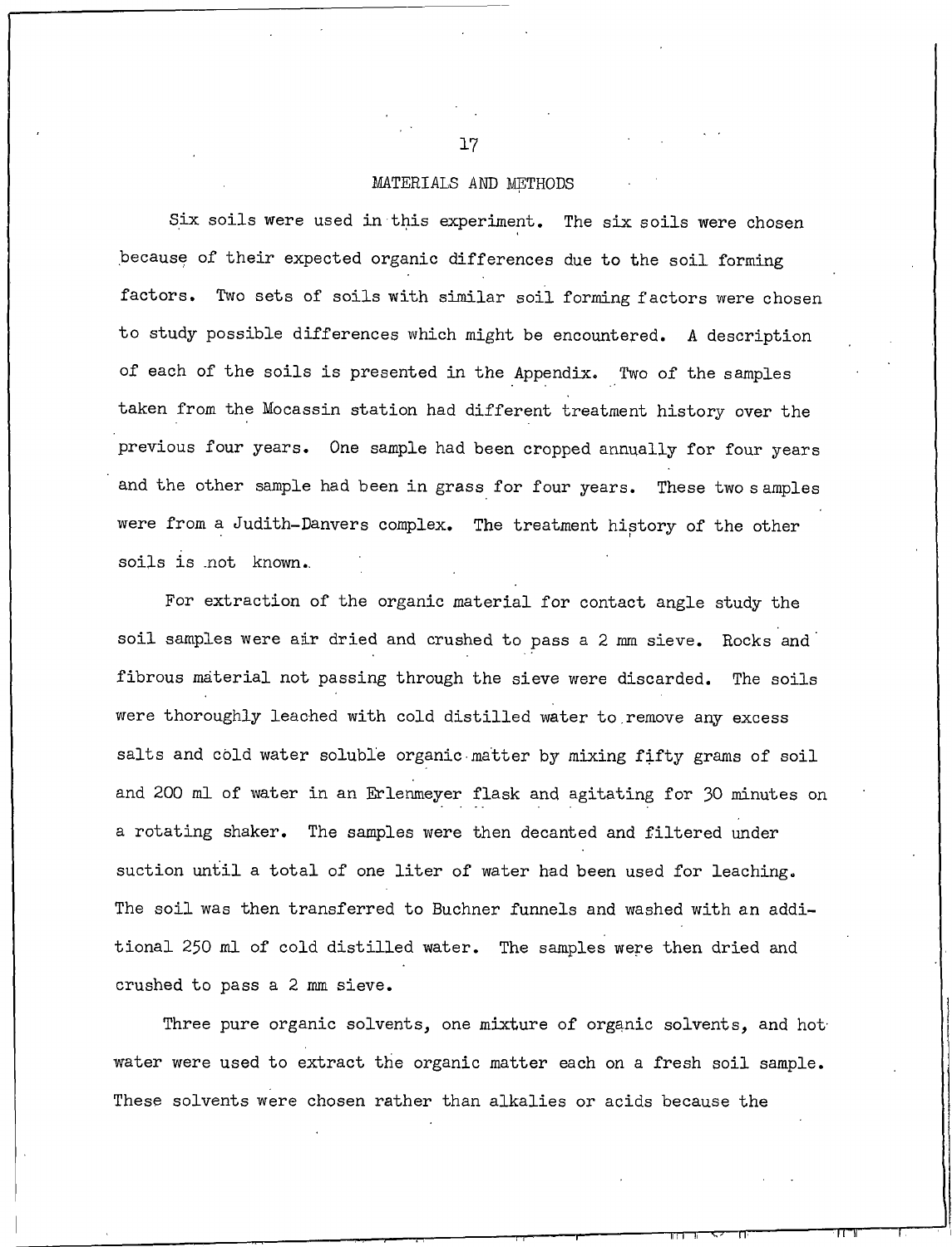## MATERIALS AND METHODS

Six soils were used in this experiment. The six soils were chosen because of their expected organic differences due to the soil forming factors. Two sets of soils with similar soil forming factors were chosen to study possible differences which might be encountered. A description of each of the soils is presented in the Appendix. Two of the samples taken from the Mocassin station had different treatment history over the previous four years. One sample had been cropped annually for four years and the other sample had been in grass for four years. These two samples were from a Judith-Danvers complex. The treatment history of the other soils is not known.

For extraction of the organic material for contact angle study the soil samples were air dried and crushed to pass a 2 mm sieve. Rocks and fibrous material not passing through the sieve were discarded. The soils were thoroughly leached with cold distilled water to remove any excess salts and cold water soluble organic matter by mixing fifty grams of soil and 200 ml of water in an Erlenmeyer flask and agitating for 30 minutes on a rotating shaker. The samples were then decanted and filtered under suction until a total of one liter of water had been used for leaching. The soil was then transferred to Buchner funnels and washed with an additional 250 ml of cold distilled water. The samples were then dried and crushed to pass a 2 mm sieve.

Three pure organic solvents, one mixture of organic solvents, and hot water were used to extract the organic matter each on a fresh soil sample. These solvents were chosen rather than alkalies or acids because the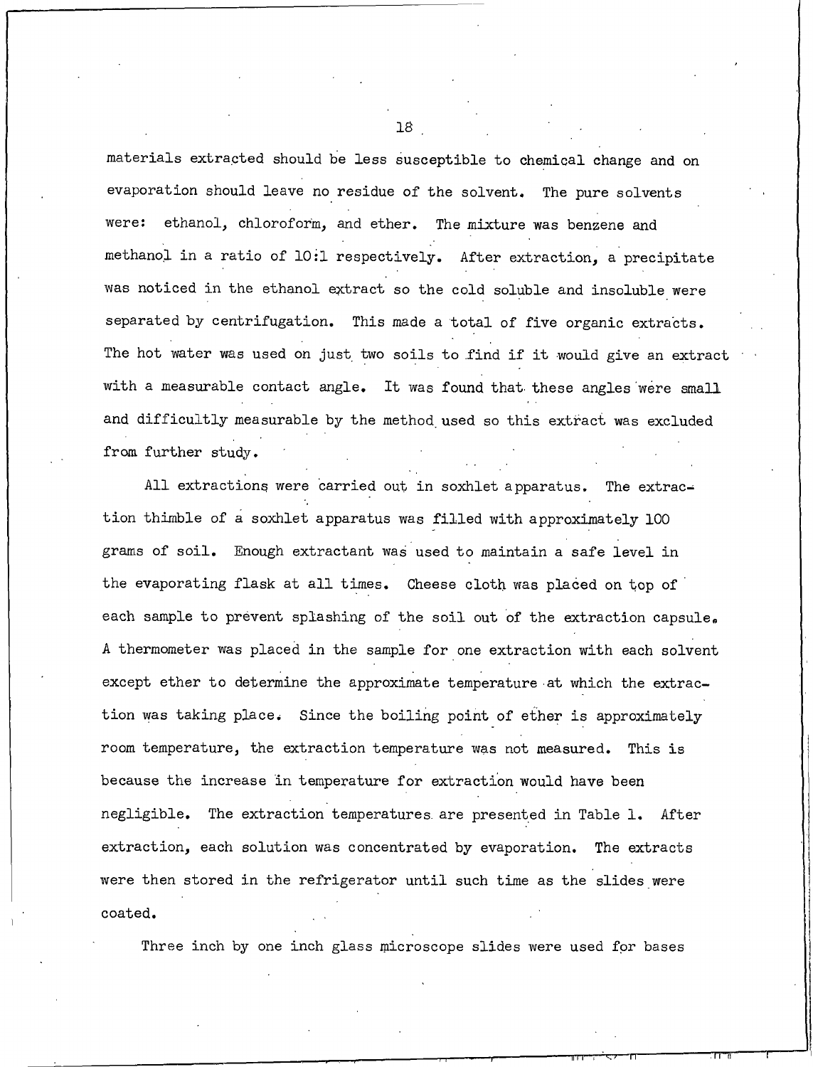materials extracted should be less susceptible to chemical change and on evaporation should leave no residue of the solvent. The pure solvents were: ethanol, chloroform, and ether. The mixture was benzene and methanol in a ratio of 10:1 respectively. After extraction, a precipitate was noticed in the ethanol extract so the cold soluble and insoluble were separated by centrifugation. This made a total of five organic extracts. The hot water was used on just two soils to find if it would give an extract with a measurable contact angle. It was found that these angles were small and difficultly measurable by the method used so this extract was excluded from further study.

All extractions were carried out in soxhlet apparatus. The extraction thimble of a soxhlet apparatus was filled with approximately 100 grams of soil. Enough extractant was used to maintain a safe level in the evaporating flask at all times. Cheese cloth was placed on top of each sample to prevent splashing of the soil out of the extraction capsule. A thermometer was placed in the sample for one extraction with each solvent except ether to determine the approximate temperature at which the extraction was taking place. Since the boiling point of ether is approximately room temperature, the extraction temperature was not measured. This is because the increase in temperature for extraction would have been negligible. The extraction temperatures are presented in Table 1. After extraction, each solution was concentrated by evaporation. The extracts were then stored in the refrigerator until such time as the slides were coated.

Three inch by one inch glass microscope slides were used for bases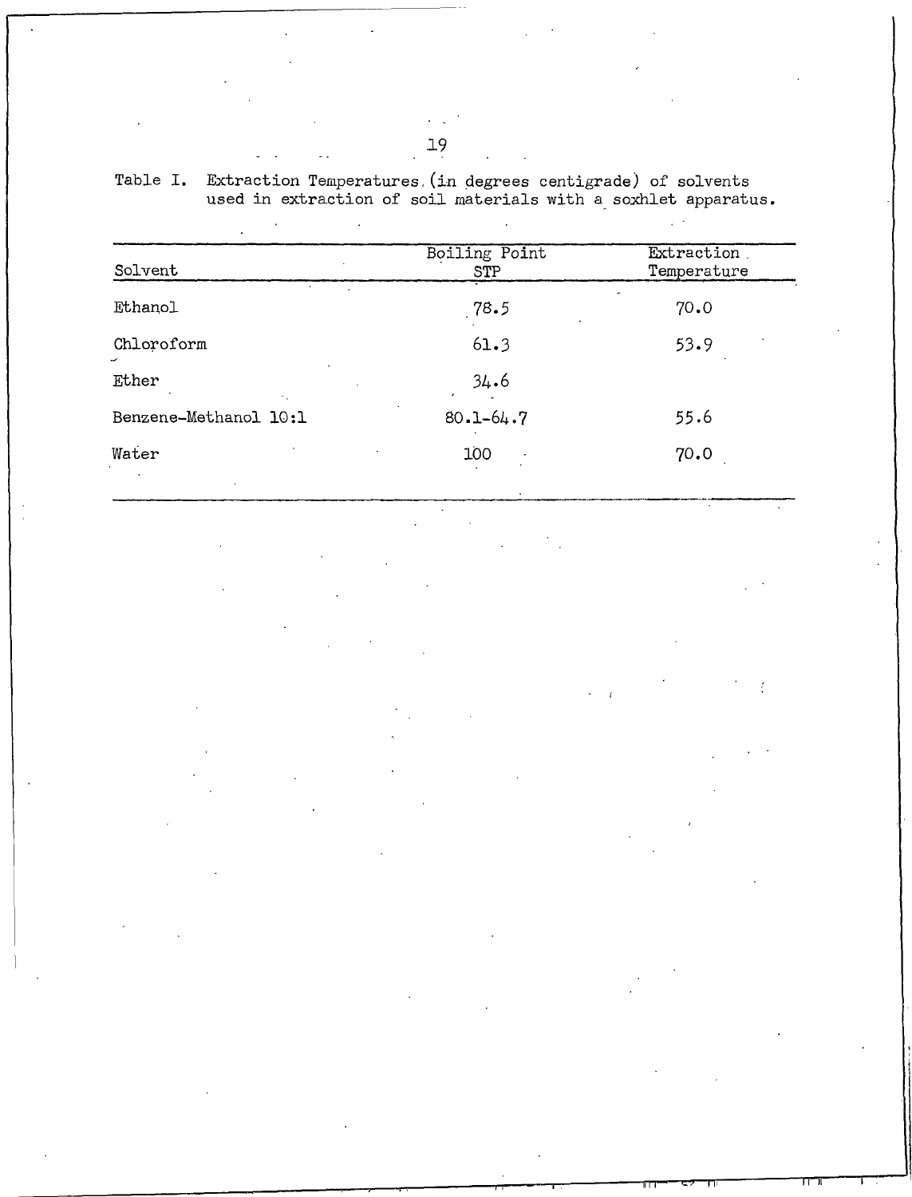Table I. Extraction Temperatures (in degrees centigrade) of solvents used in extraction of soil materials with a soxhlet apparatus.

| Solvent | Boiling Point STP | Extraction Temperature |
|---|---|---|
| Ethanol | 78.5 | 70.0 |
| Chloroform | 61.3 | 53.9 |
| Ether | 34.6 | |
| Benzene-Methanol 10:1 | 80.1-64.7 | 55.6 |
| Water | 100 | 70.0 |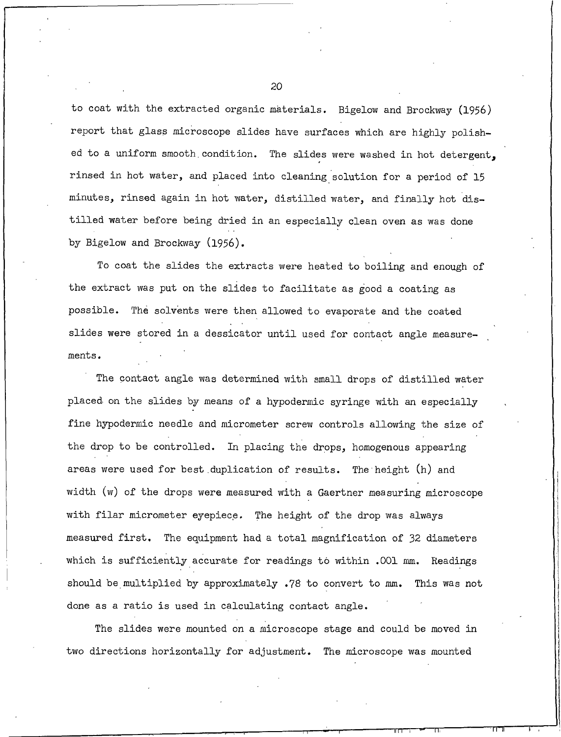to coat with the extracted organic materials. Bigelow and Brockway (1956) report that glass microscope slides have surfaces which are highly polished to a uniform smooth condition. The slides were washed in hot detergent, rinsed in hot water, and placed into cleaning solution for a period of 15 minutes, rinsed again in hot water, distilled water, and finally hot distilled water before being dried in an especially clean oven as was done by Bigelow and Brockway (1956).

To coat the slides the extracts were heated to boiling and enough of the extract was put on the slides to facilitate as good a coating as possible. The solvents were then allowed to evaporate and the coated slides were stored in a dessicator until used for contact angle measurements.

The contact angle was determined with small drops of distilled water placed on the slides by means of a hypodermic syringe with an especially fine hypodermic needle and micrometer screw controls allowing the size of the drop to be controlled. In placing the drops, homogenous appearing areas were used for best duplication of results. The height (h) and width (w) of the drops were measured with a Gaertner measuring microscope with filar micrometer eyepiece. The height of the drop was always measured first. The equipment had a total magnification of 32 diameters which is sufficiently accurate for readings to within .001 mm. Readings should be multiplied by approximately .78 to convert to mm. This was not done as a ratio is used in calculating contact angle.

The slides were mounted on a microscope stage and could be moved in two directions horizontally for adjustment. The microscope was mounted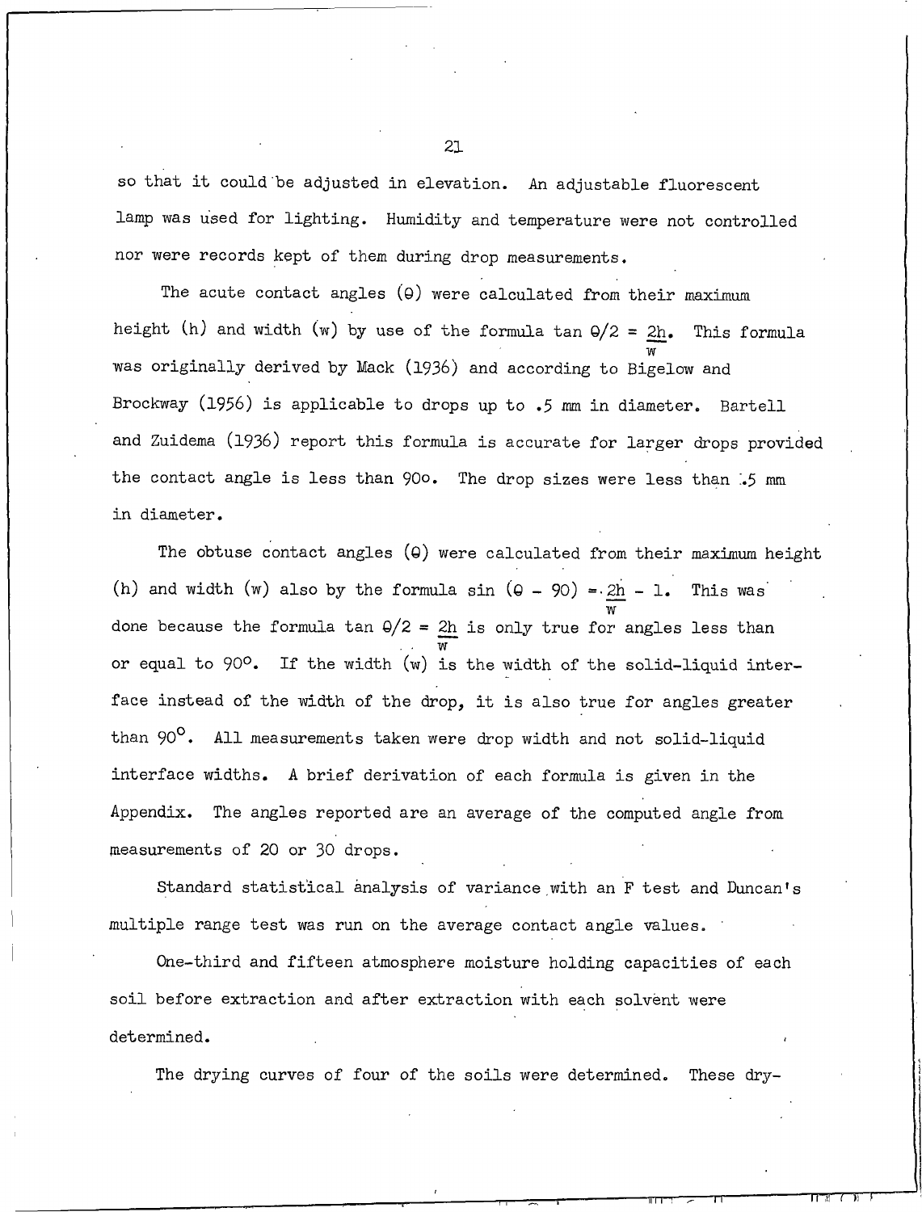so that it could be adjusted in elevation. An adjustable fluorescent lamp was used for lighting. Humidity and temperature were not controlled nor were records kept of them during drop measurements.

The acute contact angles ($\theta$) were calculated from their maximum height (h) and width (w) by use of the formula $\tan \theta/2 = \frac{2h}{w}$. This formula was originally derived by Mack (1936) and according to Bigelow and Brockway (1956) is applicable to drops up to .5 mm in diameter. Bartell and Zuidema (1936) report this formula is accurate for larger drops provided the contact angle is less than 90o. The drop sizes were less than .5 mm in diameter.

The obtuse contact angles ($\theta$) were calculated from their maximum height (h) and width (w) also by the formula $\sin (\theta - 90) = \frac{2h}{w} - 1$. This was done because the formula $\tan \theta/2 = \frac{2h}{w}$ is only true for angles less than or equal to $90^{\circ}$. If the width (w) is the width of the solid-liquid interface instead of the width of the drop, it is also true for angles greater than $90^{\circ}$. All measurements taken were drop width and not solid-liquid interface widths. A brief derivation of each formula is given in the Appendix. The angles reported are an average of the computed angle from measurements of 20 or 30 drops.

Standard statistical analysis of variance with an F test and Duncan's multiple range test was run on the average contact angle values.

One-third and fifteen atmosphere moisture holding capacities of each soil before extraction and after extraction with each solvent were determined.

The drying curves of four of the soils were determined. These dry-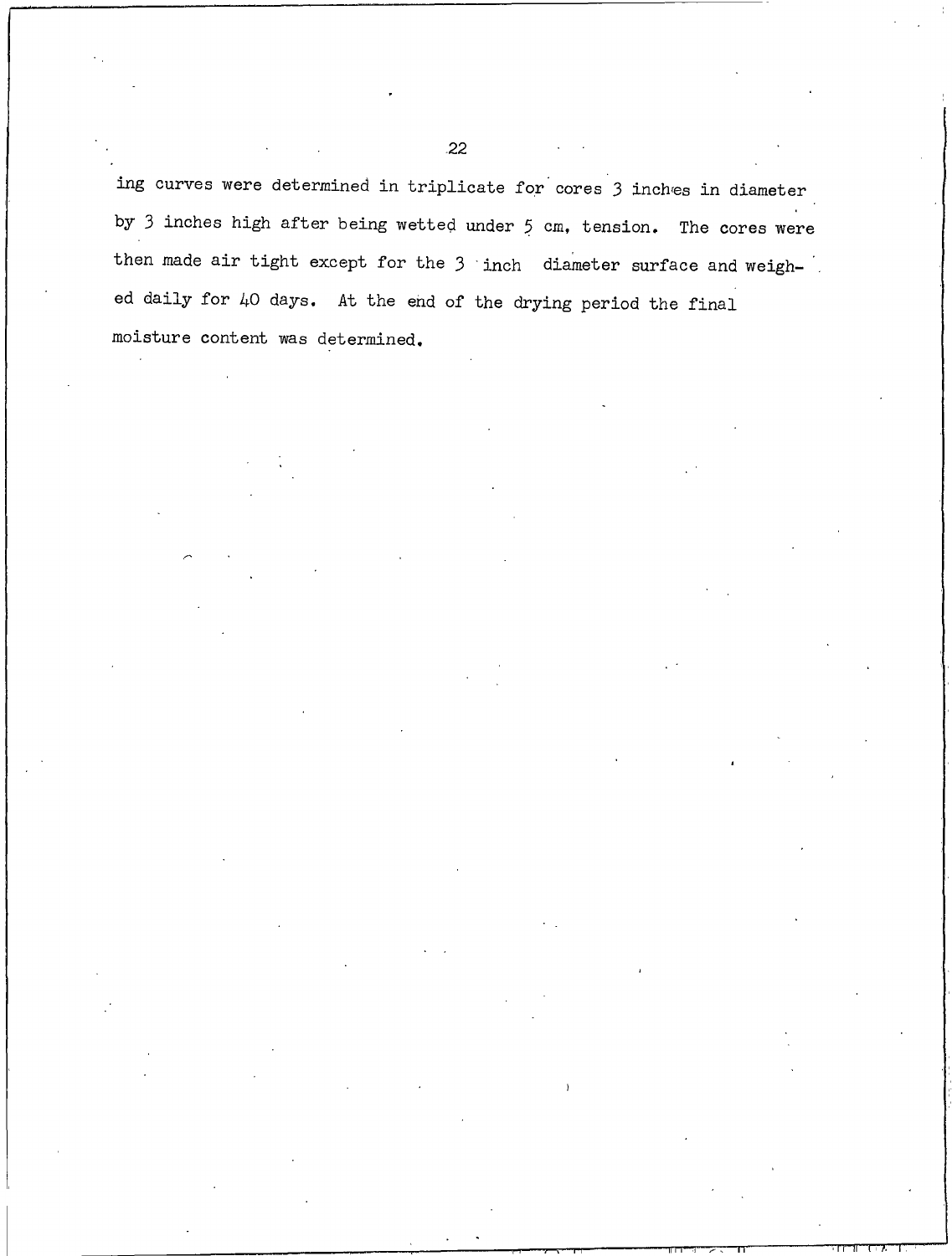ing curves were determined in triplicate for cores 3 inches in diameter by 3 inches high after being wetted under 5 cm, tension. The cores were then made air tight except for the 3 inch diameter surface and weighed daily for 40 days. At the end of the drying period the final moisture content was determined.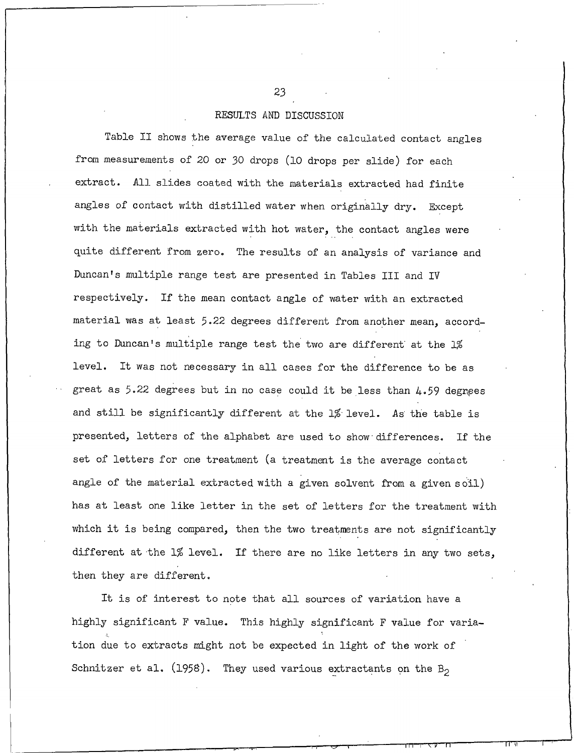## RESULTS AND DISCUSSION

Table II shows the average value of the calculated contact angles from measurements of 20 or 30 drops (10 drops per slide) for each extract. All slides coated with the materials extracted had finite angles of contact with distilled water when originally dry. Except with the materials extracted with hot water, the contact angles were quite different from zero. The results of an analysis of variance and Duncan's multiple range test are presented in Tables III and IV respectively. If the mean contact angle of water with an extracted material was at least 5.22 degrees different from another mean, according to Duncan's multiple range test the two are different at the 1% level. It was not necessary in all cases for the difference to be as great as 5.22 degrees but in no case could it be less than 4.59 degrees and still be significantly different at the 1% level. As the table is presented, letters of the alphabet are used to show differences. If the set of letters for one treatment (a treatment is the average contact angle of the material extracted with a given solvent from a given soil) has at least one like letter in the set of letters for the treatment with which it is being compared, then the two treatments are not significantly different at the 1% level. If there are no like letters in any two sets, then they are different.

It is of interest to note that all sources of variation have a highly significant F value. This highly significant F value for variation due to extracts might not be expected in light of the work of Schnitzer et al. (1958). They used various extractants on the $B_2$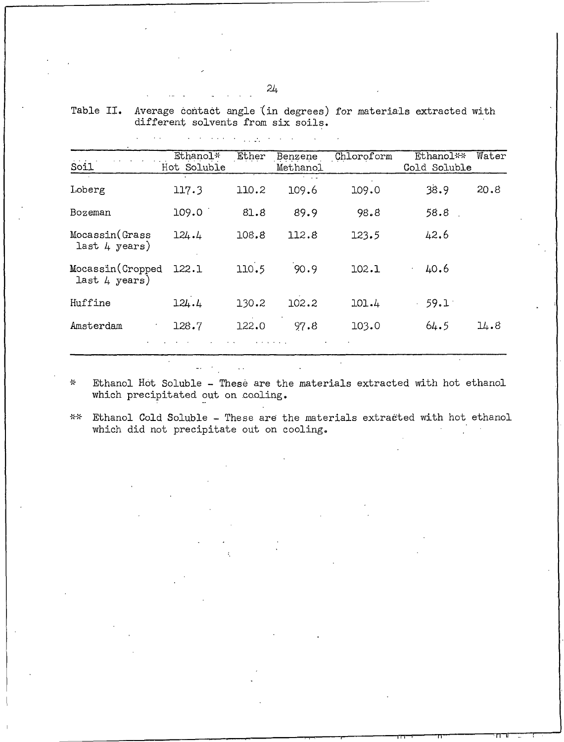Table II. Average contact angle (in degrees) for materials extracted with different solvents from six soils.

| Soil | Ethanol* Hot Soluble | Ether | Benzene Methanol | Chloroform | Ethanol** Cold Soluble | Water |
|---|---|---|---|---|---|---|
| Loberg | 117.3 | 110.2 | 109.6 | 109.0 | 38.9 | 20.8 |
| Bozeman | 109.0 | 81.8 | 89.9 | 98.8 | 58.8 | |
| Mocassin(Grass last 4 years) | 124.4 | 108.8 | 112.8 | 123.5 | 42.6 | |
| Mocassin(Cropped last 4 years) | 122.1 | 110.5 | 90.9 | 102.1 | 40.6 | |
| Huffine | 124.4 | 130.2 | 102.2 | 101.4 | 59.1 | |
| Amsterdam | 128.7 | 122.0 | 97.8 | 103.0 | 64.5 | 14.8 |

\* Ethanol Hot Soluble - These are the materials extracted with hot ethanol which precipitated out on cooling.

\*\* Ethanol Cold Soluble - These are the materials extracted with hot ethanol which did not precipitate out on cooling.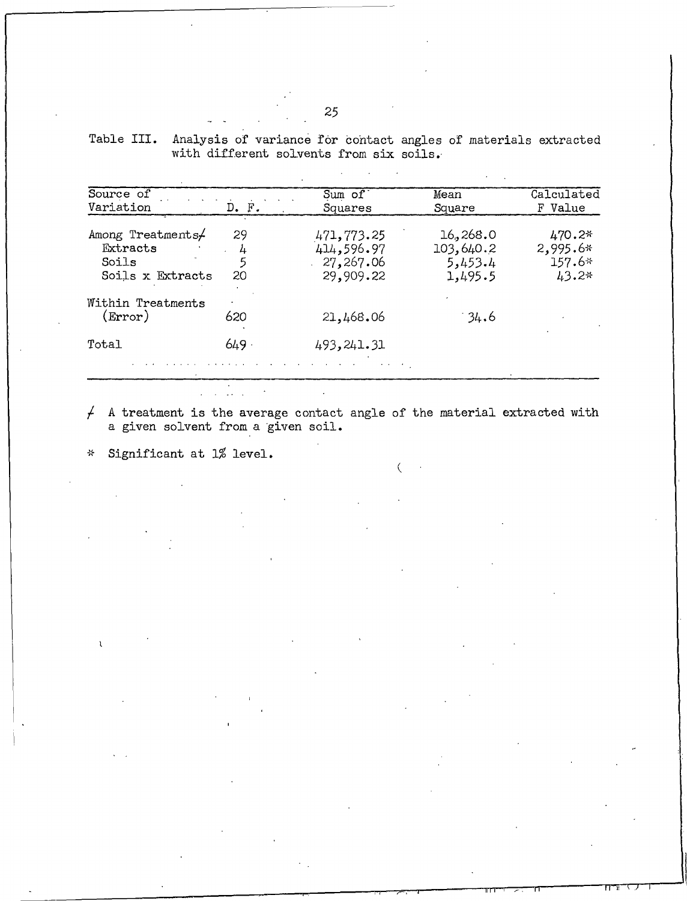Table III. Analysis of variance for contact angles of materials extracted with different solvents from six soils.

| Source of Variation | D. F. | Sum of Squares | Mean Square | Calculated F Value |
|---|---|---|---|---|
| Among Treatments≠ | 29 | 471,773.25 | 16,268.0 | 470.2* |
| Extracts | 4 | 414,596.97 | 103,640.2 | 2,995.6* |
| Soils | 5 | 27,267.06 | 5,453.4 | 157.6* |
| Soils x Extracts | 20 | 29,909.22 | 1,495.5 | 43.2* |
| Within Treatments (Error) | 620 | 21,468.06 | 34.6 | |
| Total | 649 | 493,241.31 | | |

≠ A treatment is the average contact angle of the material extracted with a given solvent from a given soil.

\* Significant at 1% level.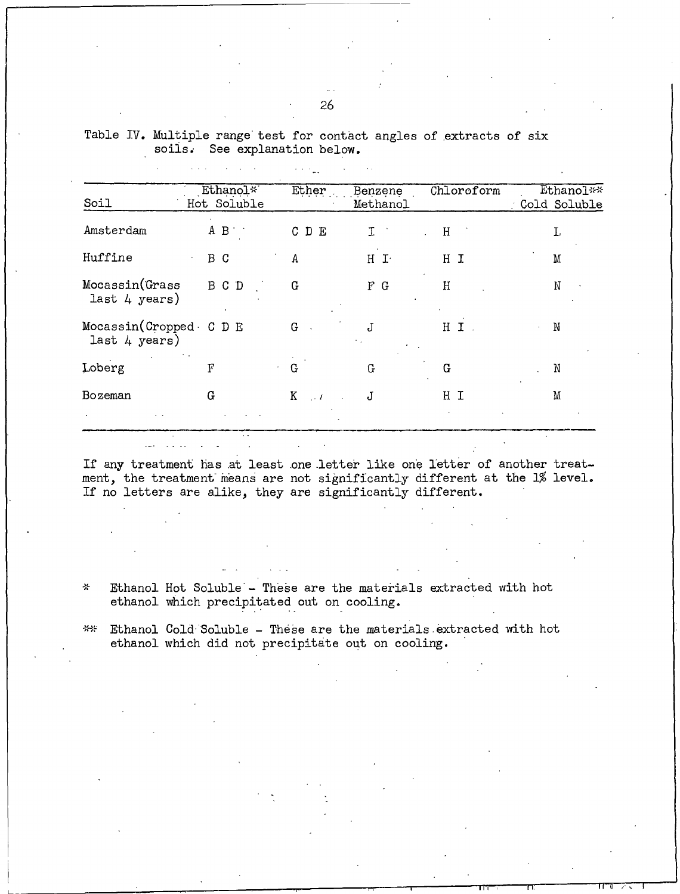Table IV. Multiple range test for contact angles of extracts of six soils. See explanation below.

| Soil | Ethanol* Hot Soluble | Ether | Benzene Methanol | Chloroform | Ethanol** Cold Soluble |
|---|---|---|---|---|---|
| Amsterdam | A B | C D E | I | H | L |
| Huffine | B C | A | H I | H I | M |
| Mocassin(Grass last 4 years) | B C D | G | F G | H | N |
| Mocassin(Cropped last 4 years) | C D E | G | J | H I | N |
| Loberg | F | G | G | G | N |
| Bozeman | G | K | J | H I | M |

If any treatment has at least one letter like one letter of another treatment, the treatment means are not significantly different at the 1% level. If no letters are alike, they are significantly different.

\* Ethanol Hot Soluble - These are the materials extracted with hot ethanol which precipitated out on cooling.

\*\* Ethanol Cold Soluble - These are the materials extracted with hot ethanol which did not precipitate out on cooling.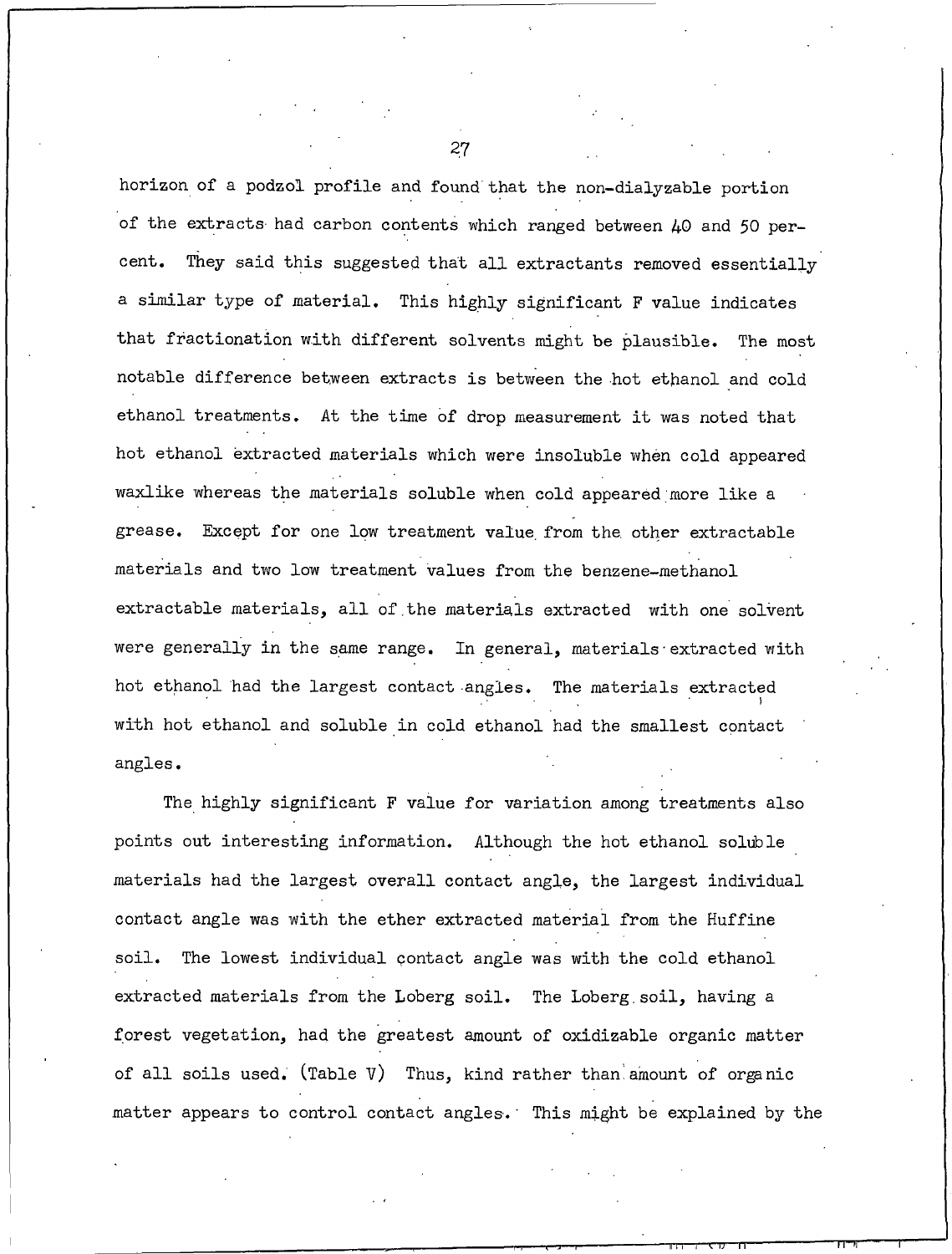horizon of a podzol profile and found that the non-dialyzable portion of the extracts had carbon contents which ranged between 40 and 50 percent. They said this suggested that all extractants removed essentially a similar type of material. This highly significant F value indicates that fractionation with different solvents might be plausible. The most notable difference between extracts is between the hot ethanol and cold ethanol treatments. At the time of drop measurement it was noted that hot ethanol extracted materials which were insoluble when cold appeared waxlike whereas the materials soluble when cold appeared more like a grease. Except for one low treatment value from the other extractable materials and two low treatment values from the benzene-methanol extractable materials, all of the materials extracted with one solvent were generally in the same range. In general, materials extracted with hot ethanol had the largest contact angles. The materials extracted with hot ethanol and soluble in cold ethanol had the smallest contact angles.

The highly significant F value for variation among treatments also points out interesting information. Although the hot ethanol soluble materials had the largest overall contact angle, the largest individual contact angle was with the ether extracted material from the Huffine soil. The lowest individual contact angle was with the cold ethanol extracted materials from the Loberg soil. The Loberg soil, having a forest vegetation, had the greatest amount of oxidizable organic matter of all soils used. (Table V) Thus, kind rather than amount of organic matter appears to control contact angles. This might be explained by the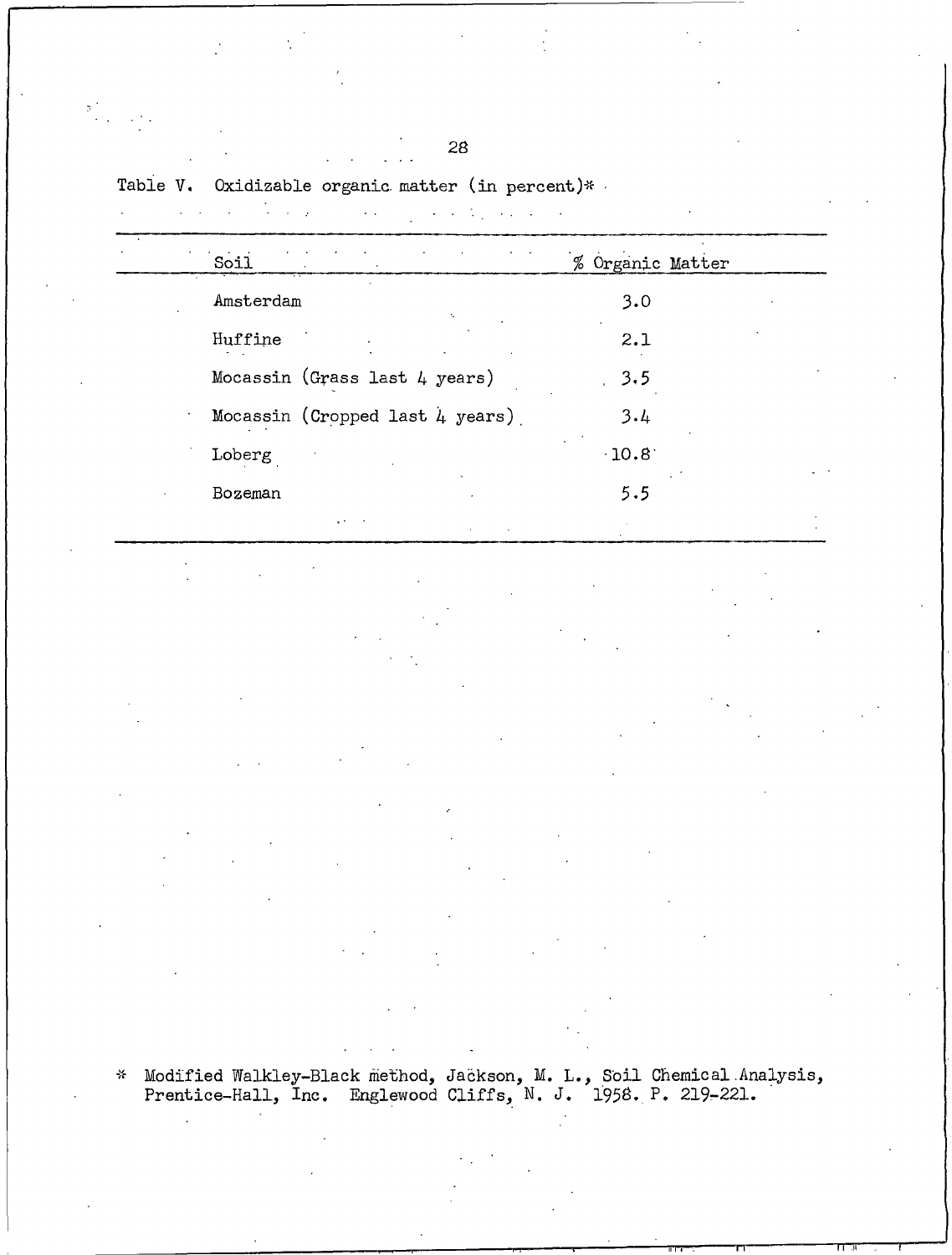Table V. Oxidizable organic matter (in percent)*

| Soil | % Organic Matter |
|---|---|
| Amsterdam | 3.0 |
| Huffine | 2.1 |
| Mocassin (Grass last 4 years) | 3.5 |
| Mocassin (Cropped last 4 years) | 3.4 |
| Loberg | 10.8 |
| Bozeman | 5.5 |

* Modified Walkley-Black method, Jackson, M. L., Soil Chemical Analysis, Prentice-Hall, Inc. Englewood Cliffs, N. J. 1958. P. 219-221.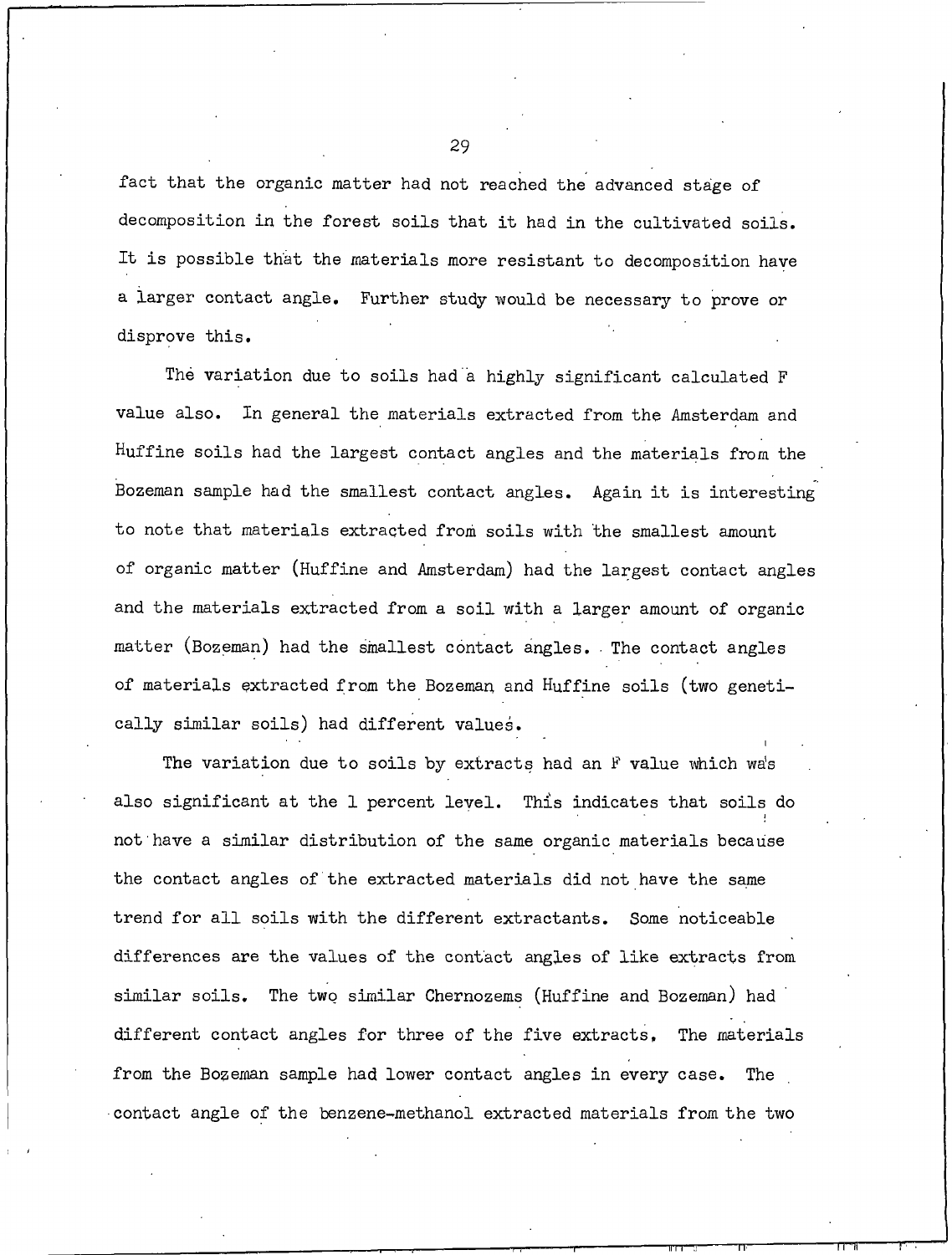fact that the organic matter had not reached the advanced stage of decomposition in the forest soils that it had in the cultivated soils. It is possible that the materials more resistant to decomposition have a larger contact angle. Further study would be necessary to prove or disprove this.

The variation due to soils had a highly significant calculated F value also. In general the materials extracted from the Amsterdam and Huffine soils had the largest contact angles and the materials from the Bozeman sample had the smallest contact angles. Again it is interesting to note that materials extracted from soils with the smallest amount of organic matter (Huffine and Amsterdam) had the largest contact angles and the materials extracted from a soil with a larger amount of organic matter (Bozeman) had the smallest contact angles. The contact angles of materials extracted from the Bozeman and Huffine soils (two genetically similar soils) had different values.

The variation due to soils by extracts had an F value which was also significant at the 1 percent level. This indicates that soils do not have a similar distribution of the same organic materials because the contact angles of the extracted materials did not have the same trend for all soils with the different extractants. Some noticeable differences are the values of the contact angles of like extracts from similar soils. The two similar Chernozems (Huffine and Bozeman) had different contact angles for three of the five extracts. The materials from the Bozeman sample had lower contact angles in every case. The contact angle of the benzene-methanol extracted materials from the two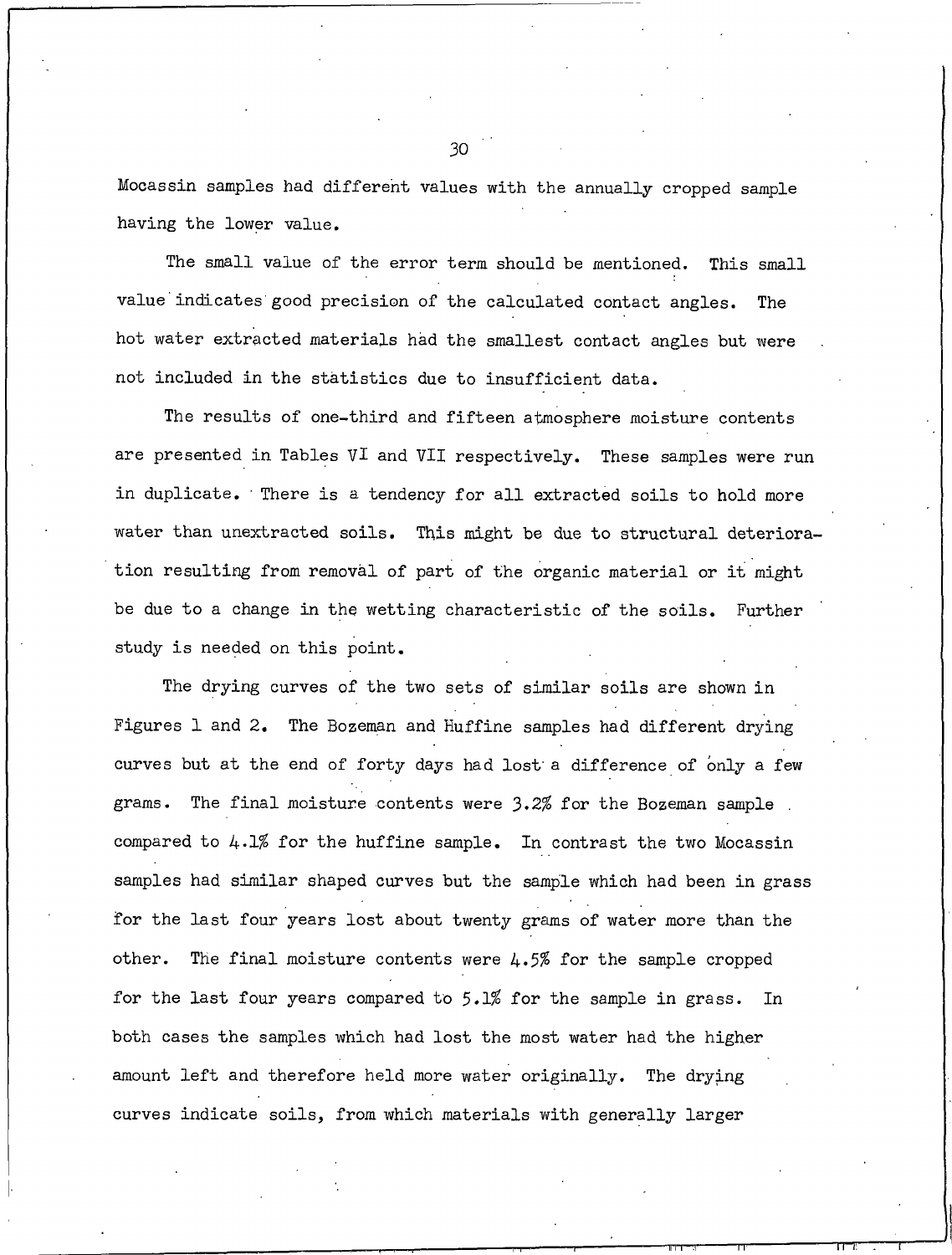Mocassin samples had different values with the annually cropped sample having the lower value.

The small value of the error term should be mentioned. This small value indicates good precision of the calculated contact angles. The hot water extracted materials had the smallest contact angles but were not included in the statistics due to insufficient data.

The results of one-third and fifteen atmosphere moisture contents are presented in Tables VI and VII respectively. These samples were run in duplicate. There is a tendency for all extracted soils to hold more water than unextracted soils. This might be due to structural deterioration resulting from removal of part of the organic material or it might be due to a change in the wetting characteristic of the soils. Further study is needed on this point.

The drying curves of the two sets of similar soils are shown in Figures 1 and 2. The Bozeman and Huffine samples had different drying curves but at the end of forty days had lost a difference of only a few grams. The final moisture contents were 3.2% for the Bozeman sample compared to 4.1% for the huffine sample. In contrast the two Mocassin samples had similar shaped curves but the sample which had been in grass for the last four years lost about twenty grams of water more than the other. The final moisture contents were 4.5% for the sample cropped for the last four years compared to 5.1% for the sample in grass. In both cases the samples which had lost the most water had the higher amount left and therefore held more water originally. The drying curves indicate soils, from which materials with generally larger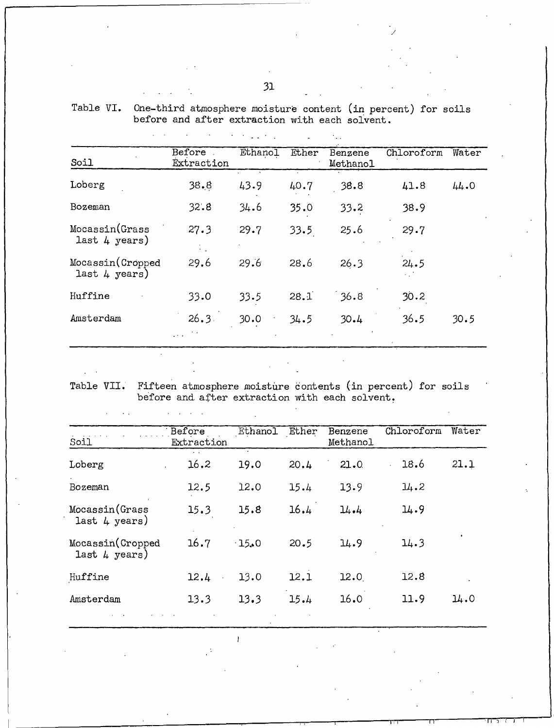Table VI. One-third atmosphere moisture content (in percent) for soils before and after extraction with each solvent.

| Soil | Before Extraction | Ethanol | Ether | Benzene Methanol | Chloroform | Water |
|---|---|---|---|---|---|---|
| Loberg | 38.8 | 43.9 | 40.7 | 38.8 | 41.8 | 44.0 |
| Bozeman | 32.8 | 34.6 | 35.0 | 33.2 | 38.9 | |
| Mocassin(Grass last 4 years) | 27.3 | 29.7 | 33.5 | 25.6 | 29.7 | |
| Mocassin(Cropped last 4 years) | 29.6 | 29.6 | 28.6 | 26.3 | 24.5 | |
| Huffine | 33.0 | 33.5 | 28.1 | 36.8 | 30.2 | |
| Amsterdam | 26.3 | 30.0 | 34.5 | 30.4 | 36.5 | 30.5 |

Table VII. Fifteen atmosphere moisture contents (in percent) for soils before and after extraction with each solvent.

| Soil | Before Extraction | Ethanol | Ether | Benzene Methanol | Chloroform | Water |
|---|---|---|---|---|---|---|
| Loberg | 16.2 | 19.0 | 20.4 | 21.0 | 18.6 | 21.1 |
| Bozeman | 12.5 | 12.0 | 15.4 | 13.9 | 14.2 | |
| Mocassin(Grass last 4 years) | 15.3 | 15.8 | 16.4 | 14.4 | 14.9 | |
| Mocassin(Cropped last 4 years) | 16.7 | 15.0 | 20.5 | 14.9 | 14.3 | |
| Huffine | 12.4 | 13.0 | 12.1 | 12.0 | 12.8 | |
| Amsterdam | 13.3 | 13.3 | 15.4 | 16.0 | 11.9 | 14.0 |